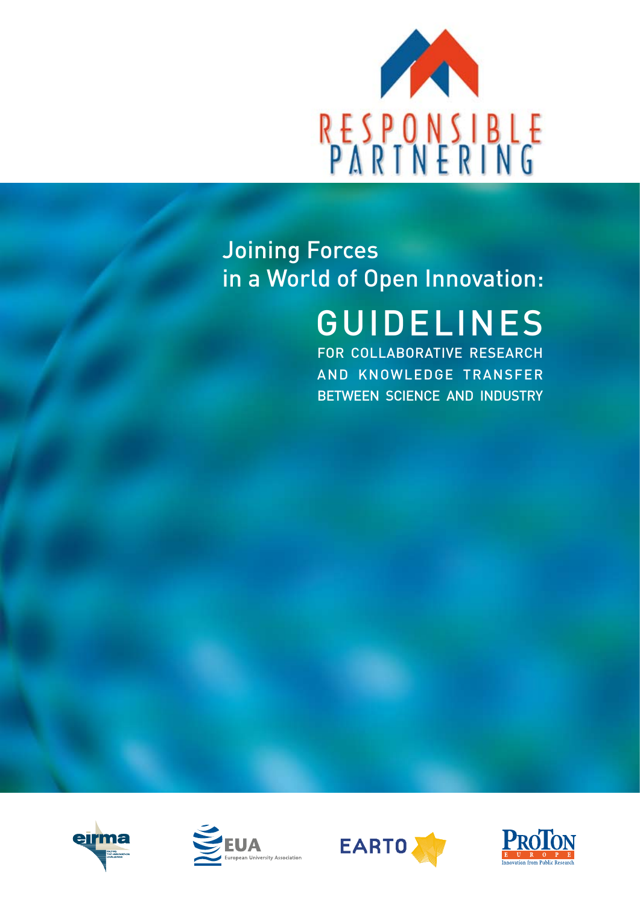# RESPONSIBLE PARTNERING

## Joining Forces in a World of Open Innovation:

# GUIDELINES

## FOR COLLABORATIVE RESEARCH AND KNOWLEDGE TRANSFER BETWEEN SCIENCE AND INDUSTRY

eirma — Facing the Innovation Challenge

EUA — European University Association

EARTO

ProTon Europe — Innovation from Public Research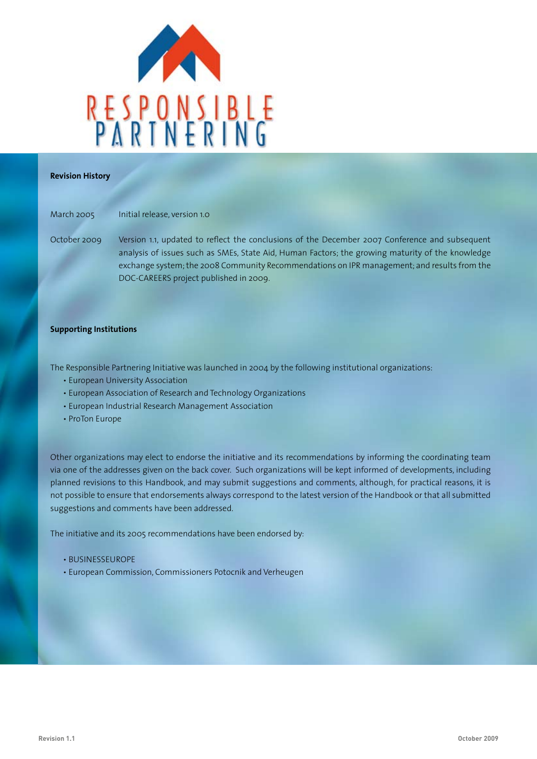# RESPONSIBLE PARTNERING

**Revision History**

March 2005 Initial release, version 1.0

October 2009 Version 1.1, updated to reflect the conclusions of the December 2007 Conference and subsequent analysis of issues such as SMEs, State Aid, Human Factors; the growing maturity of the knowledge exchange system; the 2008 Community Recommendations on IPR management; and results from the DOC-CAREERS project published in 2009.

**Supporting Institutions**

The Responsible Partnering Initiative was launched in 2004 by the following institutional organizations:

- European University Association
- European Association of Research and Technology Organizations
- European Industrial Research Management Association
- ProTon Europe

Other organizations may elect to endorse the initiative and its recommendations by informing the coordinating team via one of the addresses given on the back cover. Such organizations will be kept informed of developments, including planned revisions to this Handbook, and may submit suggestions and comments, although, for practical reasons, it is not possible to ensure that endorsements always correspond to the latest version of the Handbook or that all submitted suggestions and comments have been addressed.

The initiative and its 2005 recommendations have been endorsed by:

- BUSINESSEUROPE
- European Commission, Commissioners Potocnik and Verheugen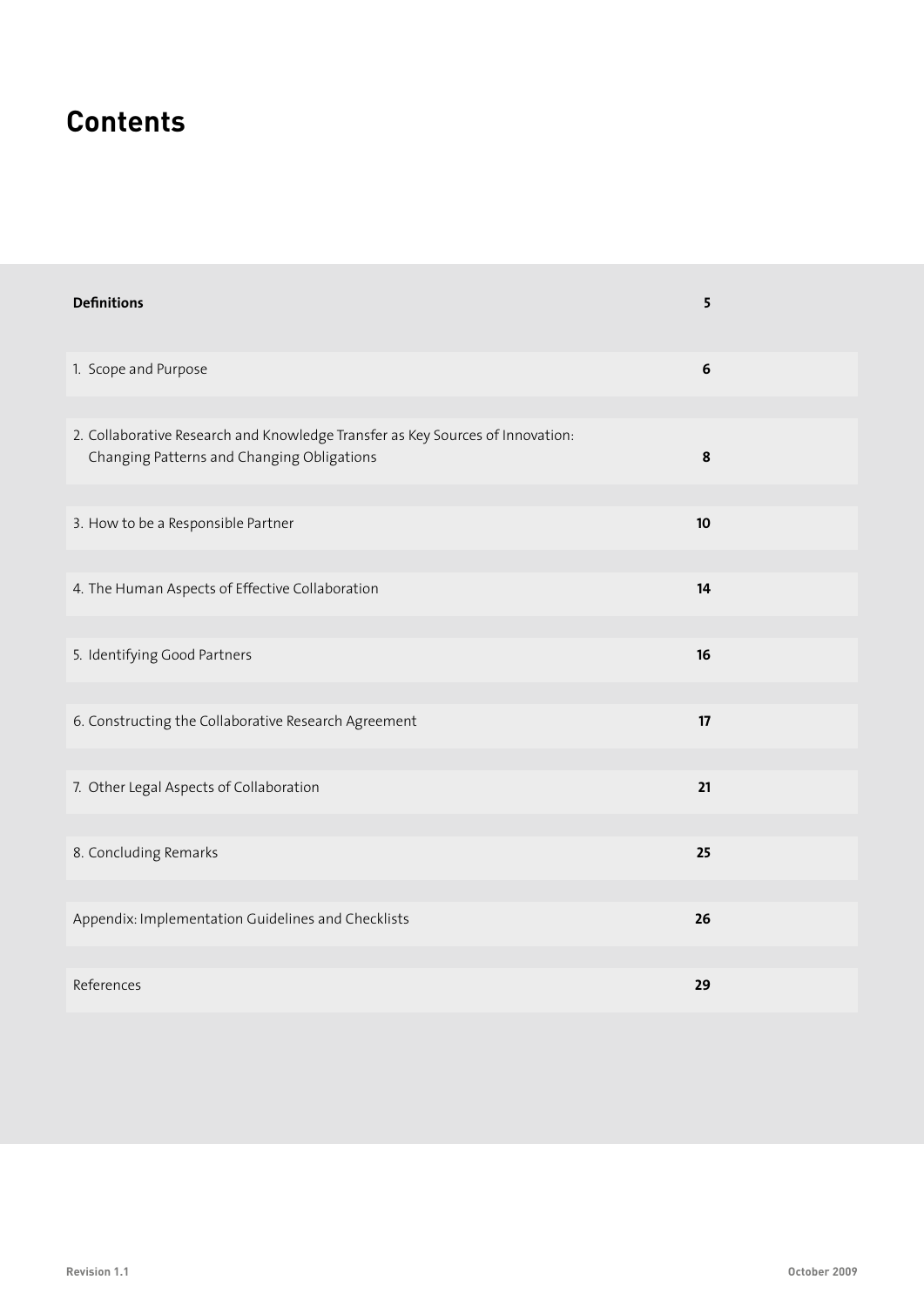# Contents

| | |
|---|---|
| **Definitions** | **5** |
| 1. Scope and Purpose | **6** |
| 2. Collaborative Research and Knowledge Transfer as Key Sources of Innovation: Changing Patterns and Changing Obligations | **8** |
| 3. How to be a Responsible Partner | **10** |
| 4. The Human Aspects of Effective Collaboration | **14** |
| 5. Identifying Good Partners | **16** |
| 6. Constructing the Collaborative Research Agreement | **17** |
| 7. Other Legal Aspects of Collaboration | **21** |
| 8. Concluding Remarks | **25** |
| Appendix: Implementation Guidelines and Checklists | **26** |
| References | **29** |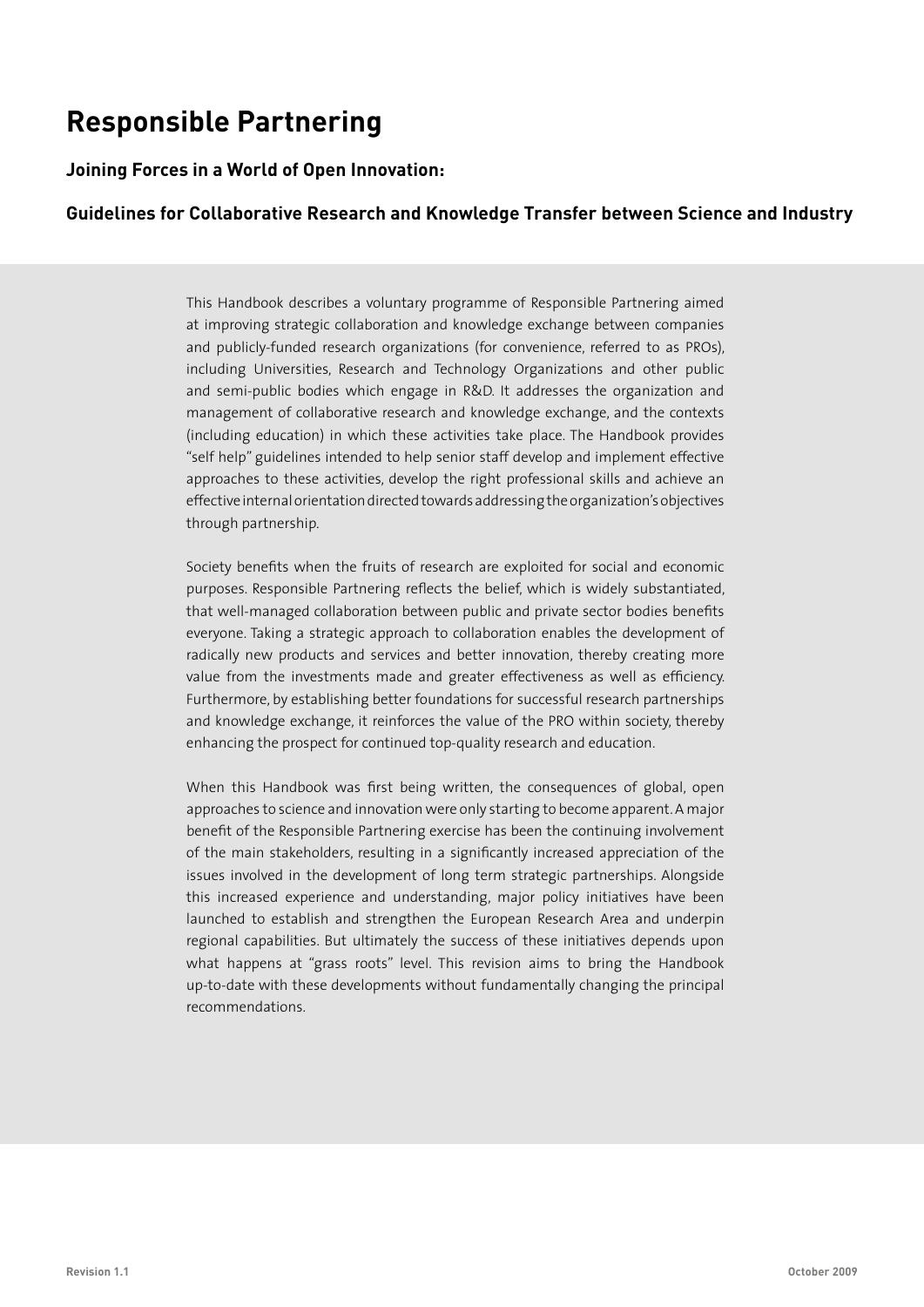# Responsible Partnering

## Joining Forces in a World of Open Innovation:

## Guidelines for Collaborative Research and Knowledge Transfer between Science and Industry

This Handbook describes a voluntary programme of Responsible Partnering aimed at improving strategic collaboration and knowledge exchange between companies and publicly-funded research organizations (for convenience, referred to as PROs), including Universities, Research and Technology Organizations and other public and semi-public bodies which engage in R&D. It addresses the organization and management of collaborative research and knowledge exchange, and the contexts (including education) in which these activities take place. The Handbook provides "self help" guidelines intended to help senior staff develop and implement effective approaches to these activities, develop the right professional skills and achieve an effective internal orientation directed towards addressing the organization's objectives through partnership.

Society benefits when the fruits of research are exploited for social and economic purposes. Responsible Partnering reflects the belief, which is widely substantiated, that well-managed collaboration between public and private sector bodies benefits everyone. Taking a strategic approach to collaboration enables the development of radically new products and services and better innovation, thereby creating more value from the investments made and greater effectiveness as well as efficiency. Furthermore, by establishing better foundations for successful research partnerships and knowledge exchange, it reinforces the value of the PRO within society, thereby enhancing the prospect for continued top-quality research and education.

When this Handbook was first being written, the consequences of global, open approaches to science and innovation were only starting to become apparent. A major benefit of the Responsible Partnering exercise has been the continuing involvement of the main stakeholders, resulting in a significantly increased appreciation of the issues involved in the development of long term strategic partnerships. Alongside this increased experience and understanding, major policy initiatives have been launched to establish and strengthen the European Research Area and underpin regional capabilities. But ultimately the success of these initiatives depends upon what happens at "grass roots" level. This revision aims to bring the Handbook up-to-date with these developments without fundamentally changing the principal recommendations.

Revision 1.1 — October 2009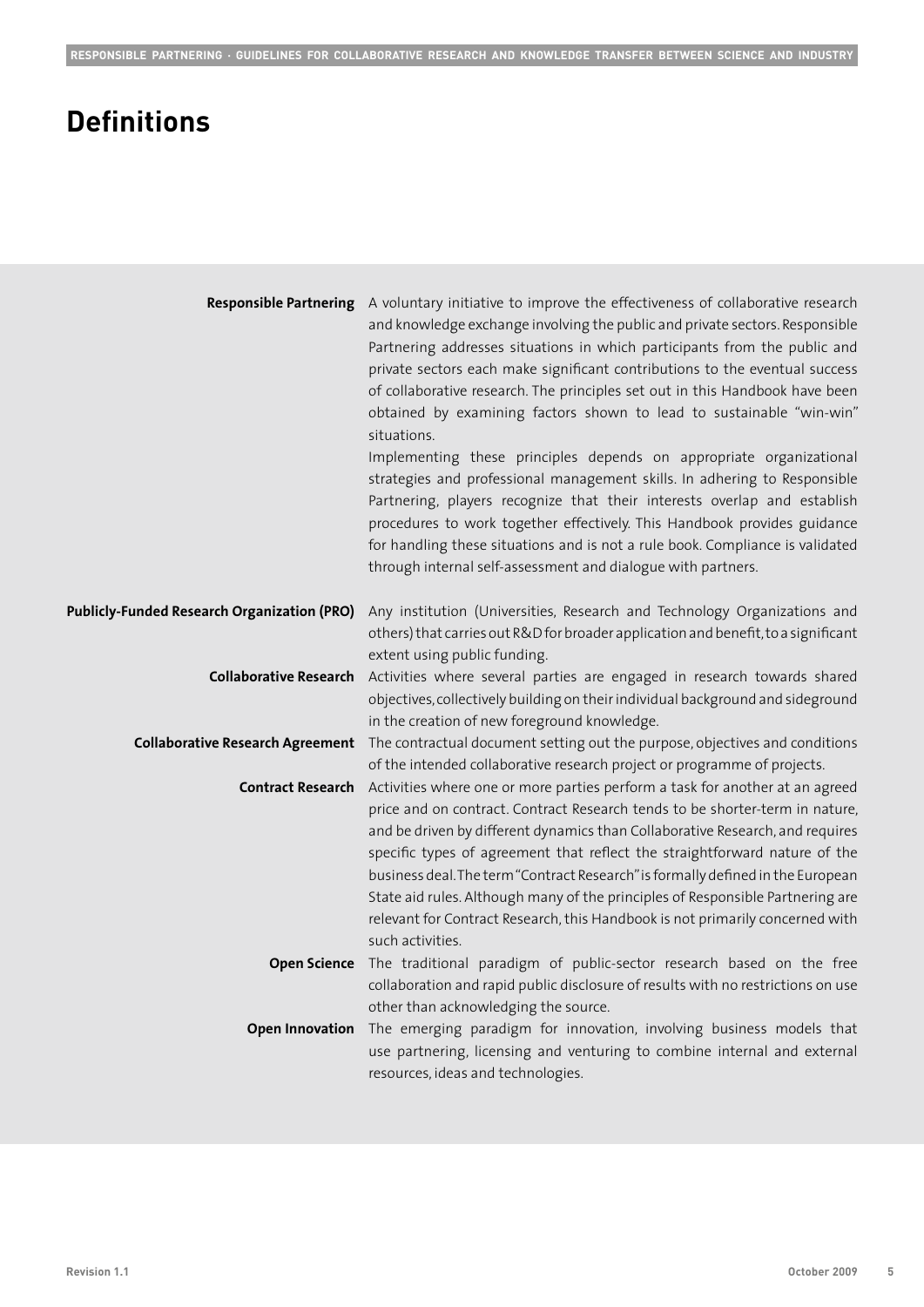# Definitions

**Responsible Partnering** A voluntary initiative to improve the effectiveness of collaborative research and knowledge exchange involving the public and private sectors. Responsible Partnering addresses situations in which participants from the public and private sectors each make significant contributions to the eventual success of collaborative research. The principles set out in this Handbook have been obtained by examining factors shown to lead to sustainable "win-win" situations.

Implementing these principles depends on appropriate organizational strategies and professional management skills. In adhering to Responsible Partnering, players recognize that their interests overlap and establish procedures to work together effectively. This Handbook provides guidance for handling these situations and is not a rule book. Compliance is validated through internal self-assessment and dialogue with partners.

**Publicly-Funded Research Organization (PRO)** Any institution (Universities, Research and Technology Organizations and others) that carries out R&D for broader application and benefit, to a significant extent using public funding.

**Collaborative Research** Activities where several parties are engaged in research towards shared objectives, collectively building on their individual background and sideground in the creation of new foreground knowledge.

**Collaborative Research Agreement** The contractual document setting out the purpose, objectives and conditions of the intended collaborative research project or programme of projects.

**Contract Research** Activities where one or more parties perform a task for another at an agreed price and on contract. Contract Research tends to be shorter-term in nature, and be driven by different dynamics than Collaborative Research, and requires specific types of agreement that reflect the straightforward nature of the business deal. The term "Contract Research" is formally defined in the European State aid rules. Although many of the principles of Responsible Partnering are relevant for Contract Research, this Handbook is not primarily concerned with such activities.

**Open Science** The traditional paradigm of public-sector research based on the free collaboration and rapid public disclosure of results with no restrictions on use other than acknowledging the source.

**Open Innovation** The emerging paradigm for innovation, involving business models that use partnering, licensing and venturing to combine internal and external resources, ideas and technologies.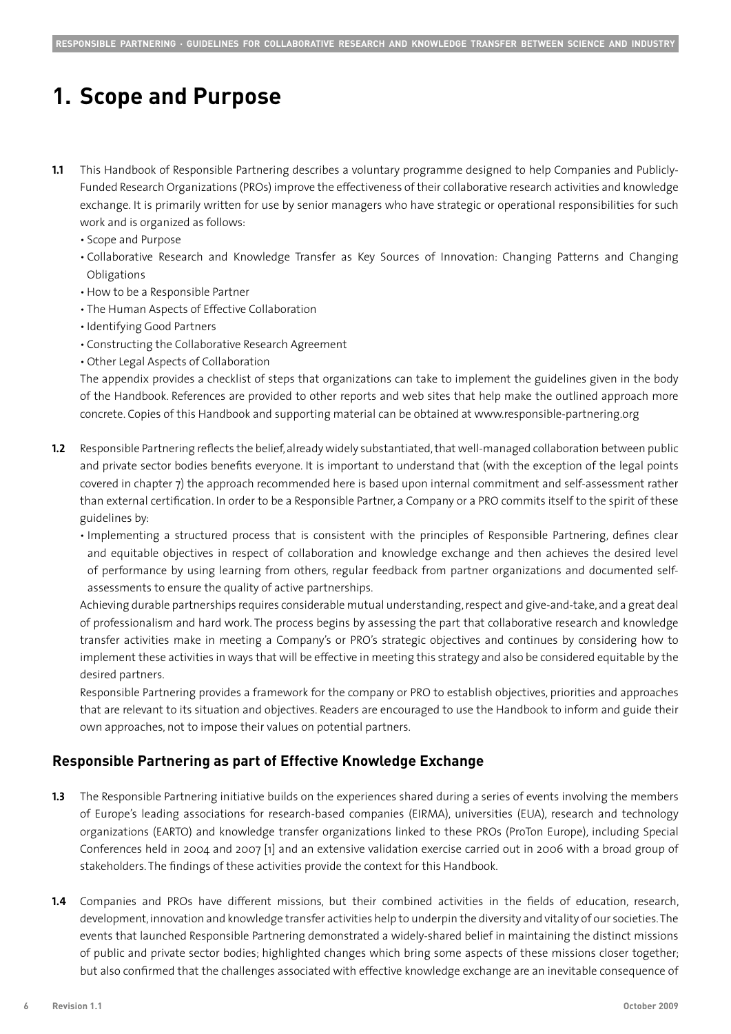# 1. Scope and Purpose

**1.1** This Handbook of Responsible Partnering describes a voluntary programme designed to help Companies and Publicly-Funded Research Organizations (PROs) improve the effectiveness of their collaborative research activities and knowledge exchange. It is primarily written for use by senior managers who have strategic or operational responsibilities for such work and is organized as follows:

- Scope and Purpose
- Collaborative Research and Knowledge Transfer as Key Sources of Innovation: Changing Patterns and Changing Obligations
- How to be a Responsible Partner
- The Human Aspects of Effective Collaboration
- Identifying Good Partners
- Constructing the Collaborative Research Agreement
- Other Legal Aspects of Collaboration

The appendix provides a checklist of steps that organizations can take to implement the guidelines given in the body of the Handbook. References are provided to other reports and web sites that help make the outlined approach more concrete. Copies of this Handbook and supporting material can be obtained at www.responsible-partnering.org

**1.2** Responsible Partnering reflects the belief, already widely substantiated, that well-managed collaboration between public and private sector bodies benefits everyone. It is important to understand that (with the exception of the legal points covered in chapter 7) the approach recommended here is based upon internal commitment and self-assessment rather than external certification. In order to be a Responsible Partner, a Company or a PRO commits itself to the spirit of these guidelines by:

- Implementing a structured process that is consistent with the principles of Responsible Partnering, defines clear and equitable objectives in respect of collaboration and knowledge exchange and then achieves the desired level of performance by using learning from others, regular feedback from partner organizations and documented self-assessments to ensure the quality of active partnerships.

Achieving durable partnerships requires considerable mutual understanding, respect and give-and-take, and a great deal of professionalism and hard work. The process begins by assessing the part that collaborative research and knowledge transfer activities make in meeting a Company's or PRO's strategic objectives and continues by considering how to implement these activities in ways that will be effective in meeting this strategy and also be considered equitable by the desired partners.

Responsible Partnering provides a framework for the company or PRO to establish objectives, priorities and approaches that are relevant to its situation and objectives. Readers are encouraged to use the Handbook to inform and guide their own approaches, not to impose their values on potential partners.

## Responsible Partnering as part of Effective Knowledge Exchange

**1.3** The Responsible Partnering initiative builds on the experiences shared during a series of events involving the members of Europe's leading associations for research-based companies (EIRMA), universities (EUA), research and technology organizations (EARTO) and knowledge transfer organizations linked to these PROs (ProTon Europe), including Special Conferences held in 2004 and 2007 [1] and an extensive validation exercise carried out in 2006 with a broad group of stakeholders. The findings of these activities provide the context for this Handbook.

**1.4** Companies and PROs have different missions, but their combined activities in the fields of education, research, development, innovation and knowledge transfer activities help to underpin the diversity and vitality of our societies. The events that launched Responsible Partnering demonstrated a widely-shared belief in maintaining the distinct missions of public and private sector bodies; highlighted changes which bring some aspects of these missions closer together; but also confirmed that the challenges associated with effective knowledge exchange are an inevitable consequence of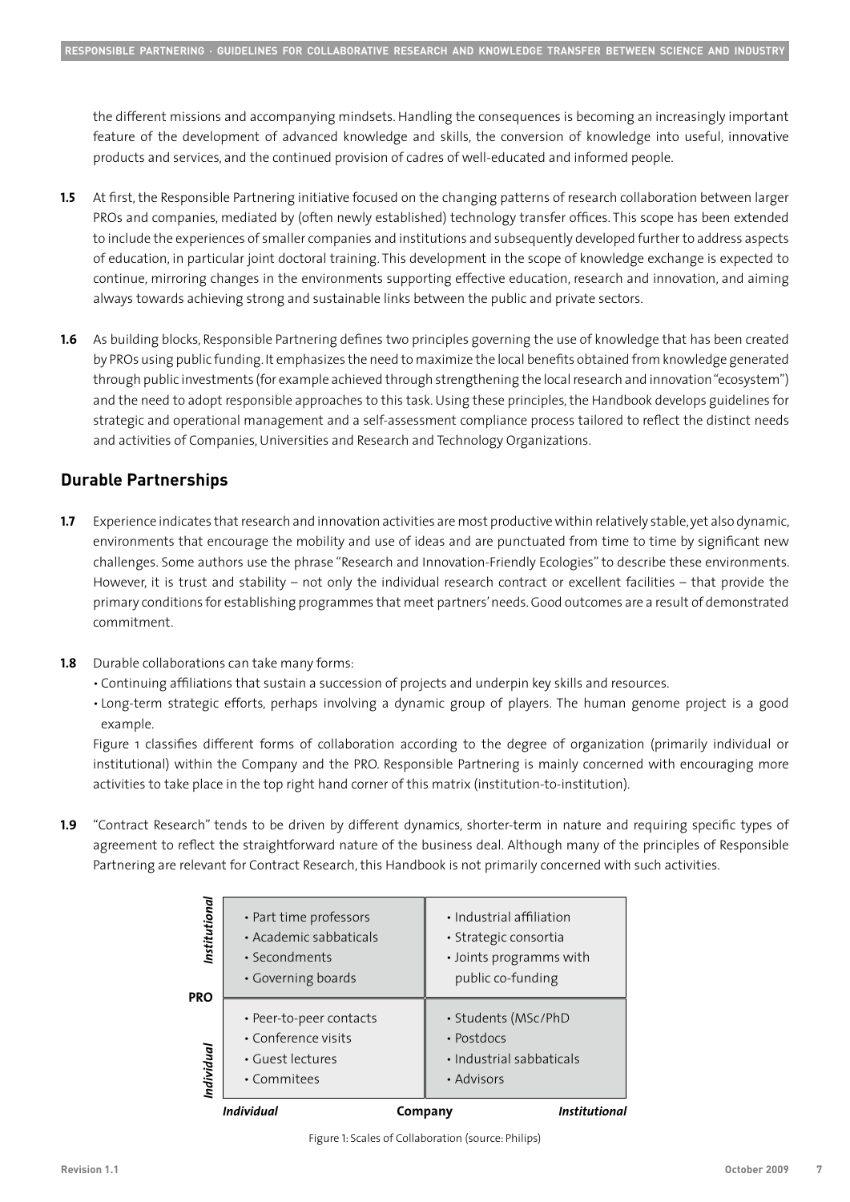the different missions and accompanying mindsets. Handling the consequences is becoming an increasingly important feature of the development of advanced knowledge and skills, the conversion of knowledge into useful, innovative products and services, and the continued provision of cadres of well-educated and informed people.

**1.5** At first, the Responsible Partnering initiative focused on the changing patterns of research collaboration between larger PROs and companies, mediated by (often newly established) technology transfer offices. This scope has been extended to include the experiences of smaller companies and institutions and subsequently developed further to address aspects of education, in particular joint doctoral training. This development in the scope of knowledge exchange is expected to continue, mirroring changes in the environments supporting effective education, research and innovation, and aiming always towards achieving strong and sustainable links between the public and private sectors.

**1.6** As building blocks, Responsible Partnering defines two principles governing the use of knowledge that has been created by PROs using public funding. It emphasizes the need to maximize the local benefits obtained from knowledge generated through public investments (for example achieved through strengthening the local research and innovation "ecosystem") and the need to adopt responsible approaches to this task. Using these principles, the Handbook develops guidelines for strategic and operational management and a self-assessment compliance process tailored to reflect the distinct needs and activities of Companies, Universities and Research and Technology Organizations.

## Durable Partnerships

**1.7** Experience indicates that research and innovation activities are most productive within relatively stable, yet also dynamic, environments that encourage the mobility and use of ideas and are punctuated from time to time by significant new challenges. Some authors use the phrase "Research and Innovation-Friendly Ecologies" to describe these environments. However, it is trust and stability – not only the individual research contract or excellent facilities – that provide the primary conditions for establishing programmes that meet partners' needs. Good outcomes are a result of demonstrated commitment.

**1.8** Durable collaborations can take many forms:

- Continuing affiliations that sustain a succession of projects and underpin key skills and resources.
- Long-term strategic efforts, perhaps involving a dynamic group of players. The human genome project is a good example.

Figure 1 classifies different forms of collaboration according to the degree of organization (primarily individual or institutional) within the Company and the PRO. Responsible Partnering is mainly concerned with encouraging more activities to take place in the top right hand corner of this matrix (institution-to-institution).

**1.9** "Contract Research" tends to be driven by different dynamics, shorter-term in nature and requiring specific types of agreement to reflect the straightforward nature of the business deal. Although many of the principles of Responsible Partnering are relevant for Contract Research, this Handbook is not primarily concerned with such activities.

| PRO \ Company | *Individual* | *Institutional* |
|---|---|---|
| *Institutional* | • Part time professors<br>• Academic sabbaticals<br>• Secondments<br>• Governing boards | • Industrial affiliation<br>• Strategic consortia<br>• Joints programms with public co-funding |
| *Individual* | • Peer-to-peer contacts<br>• Conference visits<br>• Guest lectures<br>• Commitees | • Students (MSc/PhD<br>• Postdocs<br>• Industrial sabbaticals<br>• Advisors |

Figure 1: Scales of Collaboration (source: Philips)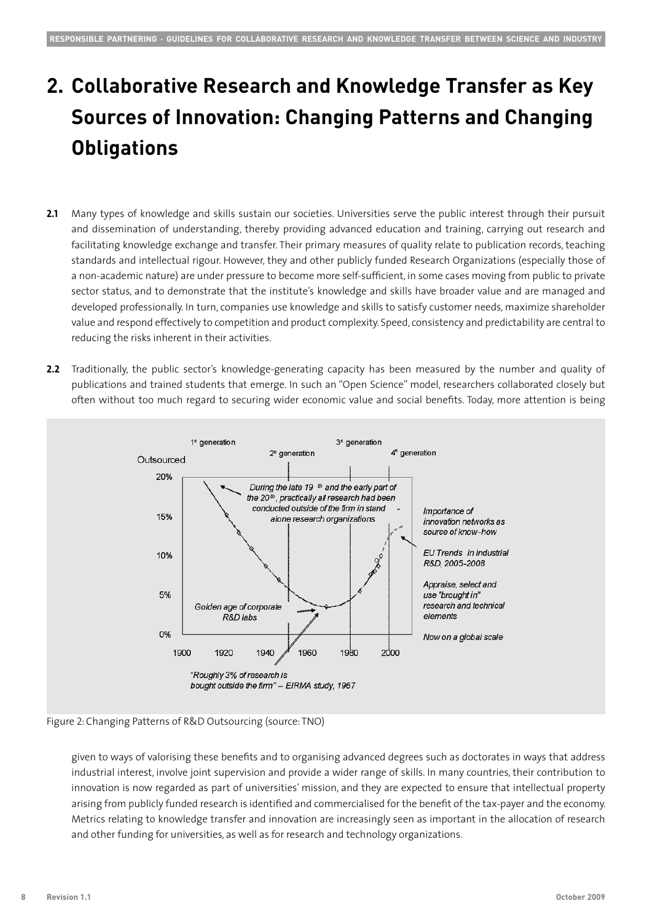# 2. Collaborative Research and Knowledge Transfer as Key Sources of Innovation: Changing Patterns and Changing Obligations

**2.1** Many types of knowledge and skills sustain our societies. Universities serve the public interest through their pursuit and dissemination of understanding, thereby providing advanced education and training, carrying out research and facilitating knowledge exchange and transfer. Their primary measures of quality relate to publication records, teaching standards and intellectual rigour. However, they and other publicly funded Research Organizations (especially those of a non-academic nature) are under pressure to become more self-sufficient, in some cases moving from public to private sector status, and to demonstrate that the institute's knowledge and skills have broader value and are managed and developed professionally. In turn, companies use knowledge and skills to satisfy customer needs, maximize shareholder value and respond effectively to competition and product complexity. Speed, consistency and predictability are central to reducing the risks inherent in their activities.

**2.2** Traditionally, the public sector's knowledge-generating capacity has been measured by the number and quality of publications and trained students that emerge. In such an "Open Science" model, researchers collaborated closely but often without too much regard to securing wider economic value and social benefits. Today, more attention is being given to ways of valorising these benefits and to organising advanced degrees such as doctorates in ways that address industrial interest, involve joint supervision and provide a wider range of skills. In many countries, their contribution to innovation is now regarded as part of universities' mission, and they are expected to ensure that intellectual property arising from publicly funded research is identified and commercialised for the benefit of the tax-payer and the economy. Metrics relating to knowledge transfer and innovation are increasingly seen as important in the allocation of research and other funding for universities, as well as for research and technology organizations.

Figure 2: Changing Patterns of R&D Outsourcing (source: TNO)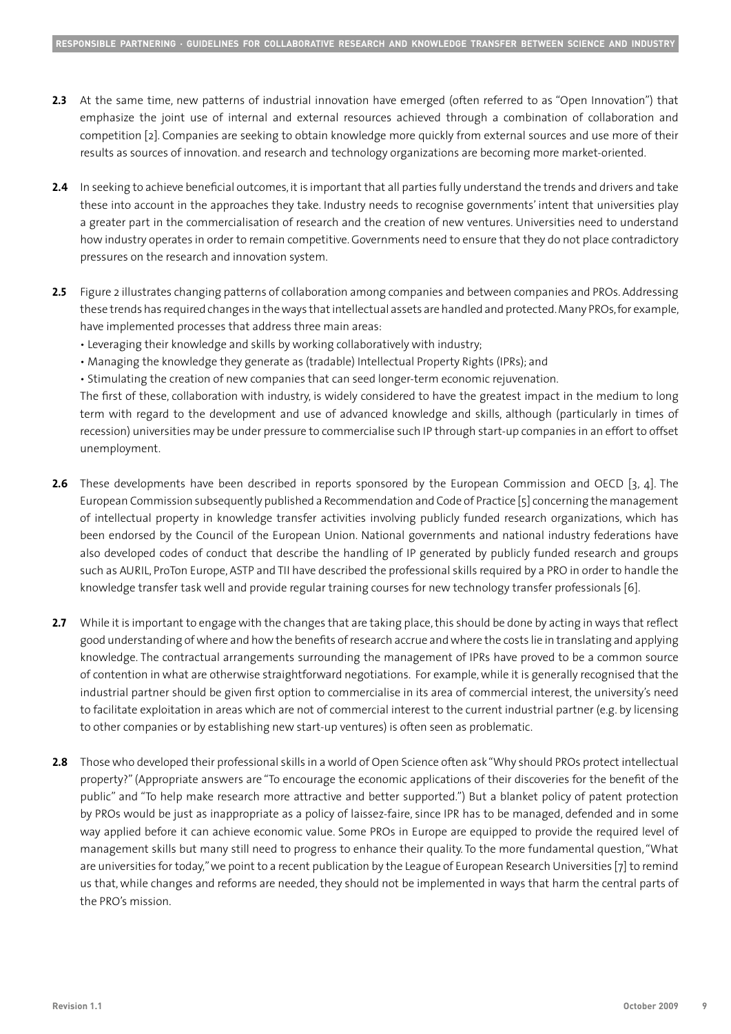**2.3** At the same time, new patterns of industrial innovation have emerged (often referred to as "Open Innovation") that emphasize the joint use of internal and external resources achieved through a combination of collaboration and competition [2]. Companies are seeking to obtain knowledge more quickly from external sources and use more of their results as sources of innovation. and research and technology organizations are becoming more market-oriented.

**2.4** In seeking to achieve beneficial outcomes, it is important that all parties fully understand the trends and drivers and take these into account in the approaches they take. Industry needs to recognise governments' intent that universities play a greater part in the commercialisation of research and the creation of new ventures. Universities need to understand how industry operates in order to remain competitive. Governments need to ensure that they do not place contradictory pressures on the research and innovation system.

**2.5** Figure 2 illustrates changing patterns of collaboration among companies and between companies and PROs. Addressing these trends has required changes in the ways that intellectual assets are handled and protected. Many PROs, for example, have implemented processes that address three main areas:

- Leveraging their knowledge and skills by working collaboratively with industry;
- Managing the knowledge they generate as (tradable) Intellectual Property Rights (IPRs); and
- Stimulating the creation of new companies that can seed longer-term economic rejuvenation.

The first of these, collaboration with industry, is widely considered to have the greatest impact in the medium to long term with regard to the development and use of advanced knowledge and skills, although (particularly in times of recession) universities may be under pressure to commercialise such IP through start-up companies in an effort to offset unemployment.

**2.6** These developments have been described in reports sponsored by the European Commission and OECD [3, 4]. The European Commission subsequently published a Recommendation and Code of Practice [5] concerning the management of intellectual property in knowledge transfer activities involving publicly funded research organizations, which has been endorsed by the Council of the European Union. National governments and national industry federations have also developed codes of conduct that describe the handling of IP generated by publicly funded research and groups such as AURIL, ProTon Europe, ASTP and TII have described the professional skills required by a PRO in order to handle the knowledge transfer task well and provide regular training courses for new technology transfer professionals [6].

**2.7** While it is important to engage with the changes that are taking place, this should be done by acting in ways that reflect good understanding of where and how the benefits of research accrue and where the costs lie in translating and applying knowledge. The contractual arrangements surrounding the management of IPRs have proved to be a common source of contention in what are otherwise straightforward negotiations. For example, while it is generally recognised that the industrial partner should be given first option to commercialise in its area of commercial interest, the university's need to facilitate exploitation in areas which are not of commercial interest to the current industrial partner (e.g. by licensing to other companies or by establishing new start-up ventures) is often seen as problematic.

**2.8** Those who developed their professional skills in a world of Open Science often ask "Why should PROs protect intellectual property?" (Appropriate answers are "To encourage the economic applications of their discoveries for the benefit of the public" and "To help make research more attractive and better supported.") But a blanket policy of patent protection by PROs would be just as inappropriate as a policy of laissez-faire, since IPR has to be managed, defended and in some way applied before it can achieve economic value. Some PROs in Europe are equipped to provide the required level of management skills but many still need to progress to enhance their quality. To the more fundamental question, "What are universities for today," we point to a recent publication by the League of European Research Universities [7] to remind us that, while changes and reforms are needed, they should not be implemented in ways that harm the central parts of the PRO's mission.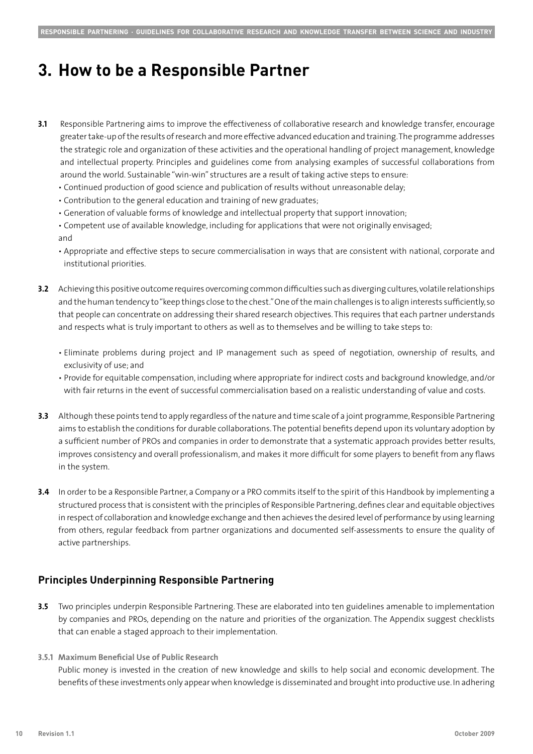# 3. How to be a Responsible Partner

**3.1** Responsible Partnering aims to improve the effectiveness of collaborative research and knowledge transfer, encourage greater take-up of the results of research and more effective advanced education and training. The programme addresses the strategic role and organization of these activities and the operational handling of project management, knowledge and intellectual property. Principles and guidelines come from analysing examples of successful collaborations from around the world. Sustainable "win-win" structures are a result of taking active steps to ensure:

- Continued production of good science and publication of results without unreasonable delay;
- Contribution to the general education and training of new graduates;
- Generation of valuable forms of knowledge and intellectual property that support innovation;
- Competent use of available knowledge, including for applications that were not originally envisaged; and
- Appropriate and effective steps to secure commercialisation in ways that are consistent with national, corporate and institutional priorities.

**3.2** Achieving this positive outcome requires overcoming common difficulties such as diverging cultures, volatile relationships and the human tendency to "keep things close to the chest." One of the main challenges is to align interests sufficiently, so that people can concentrate on addressing their shared research objectives. This requires that each partner understands and respects what is truly important to others as well as to themselves and be willing to take steps to:

- Eliminate problems during project and IP management such as speed of negotiation, ownership of results, and exclusivity of use; and
- Provide for equitable compensation, including where appropriate for indirect costs and background knowledge, and/or with fair returns in the event of successful commercialisation based on a realistic understanding of value and costs.

**3.3** Although these points tend to apply regardless of the nature and time scale of a joint programme, Responsible Partnering aims to establish the conditions for durable collaborations. The potential benefits depend upon its voluntary adoption by a sufficient number of PROs and companies in order to demonstrate that a systematic approach provides better results, improves consistency and overall professionalism, and makes it more difficult for some players to benefit from any flaws in the system.

**3.4** In order to be a Responsible Partner, a Company or a PRO commits itself to the spirit of this Handbook by implementing a structured process that is consistent with the principles of Responsible Partnering, defines clear and equitable objectives in respect of collaboration and knowledge exchange and then achieves the desired level of performance by using learning from others, regular feedback from partner organizations and documented self-assessments to ensure the quality of active partnerships.

## Principles Underpinning Responsible Partnering

**3.5** Two principles underpin Responsible Partnering. These are elaborated into ten guidelines amenable to implementation by companies and PROs, depending on the nature and priorities of the organization. The Appendix suggest checklists that can enable a staged approach to their implementation.

**3.5.1 Maximum Beneficial Use of Public Research**

Public money is invested in the creation of new knowledge and skills to help social and economic development. The benefits of these investments only appear when knowledge is disseminated and brought into productive use. In adhering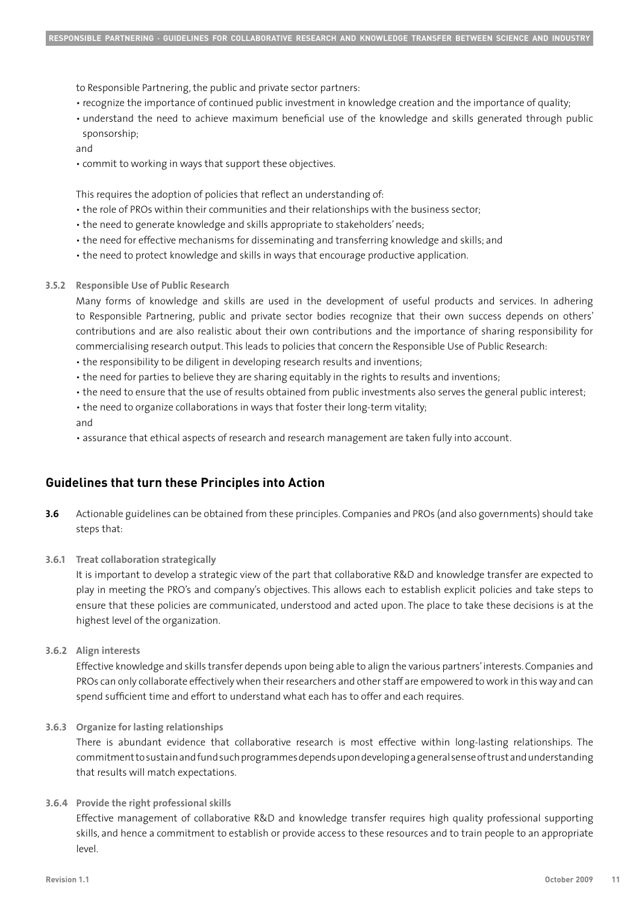to Responsible Partnering, the public and private sector partners:

- recognize the importance of continued public investment in knowledge creation and the importance of quality;
- understand the need to achieve maximum beneficial use of the knowledge and skills generated through public sponsorship;

and

- commit to working in ways that support these objectives.

This requires the adoption of policies that reflect an understanding of:

- the role of PROs within their communities and their relationships with the business sector;
- the need to generate knowledge and skills appropriate to stakeholders' needs;
- the need for effective mechanisms for disseminating and transferring knowledge and skills; and
- the need to protect knowledge and skills in ways that encourage productive application.

**3.5.2 Responsible Use of Public Research**

Many forms of knowledge and skills are used in the development of useful products and services. In adhering to Responsible Partnering, public and private sector bodies recognize that their own success depends on others' contributions and are also realistic about their own contributions and the importance of sharing responsibility for commercialising research output. This leads to policies that concern the Responsible Use of Public Research:

- the responsibility to be diligent in developing research results and inventions;
- the need for parties to believe they are sharing equitably in the rights to results and inventions;
- the need to ensure that the use of results obtained from public investments also serves the general public interest;
- the need to organize collaborations in ways that foster their long-term vitality;

and

- assurance that ethical aspects of research and research management are taken fully into account.

## Guidelines that turn these Principles into Action

**3.6** Actionable guidelines can be obtained from these principles. Companies and PROs (and also governments) should take steps that:

**3.6.1 Treat collaboration strategically**

It is important to develop a strategic view of the part that collaborative R&D and knowledge transfer are expected to play in meeting the PRO's and company's objectives. This allows each to establish explicit policies and take steps to ensure that these policies are communicated, understood and acted upon. The place to take these decisions is at the highest level of the organization.

**3.6.2 Align interests**

Effective knowledge and skills transfer depends upon being able to align the various partners' interests. Companies and PROs can only collaborate effectively when their researchers and other staff are empowered to work in this way and can spend sufficient time and effort to understand what each has to offer and each requires.

**3.6.3 Organize for lasting relationships**

There is abundant evidence that collaborative research is most effective within long-lasting relationships. The commitment to sustain and fund such programmes depends upon developing a general sense of trust and understanding that results will match expectations.

**3.6.4 Provide the right professional skills**

Effective management of collaborative R&D and knowledge transfer requires high quality professional supporting skills, and hence a commitment to establish or provide access to these resources and to train people to an appropriate level.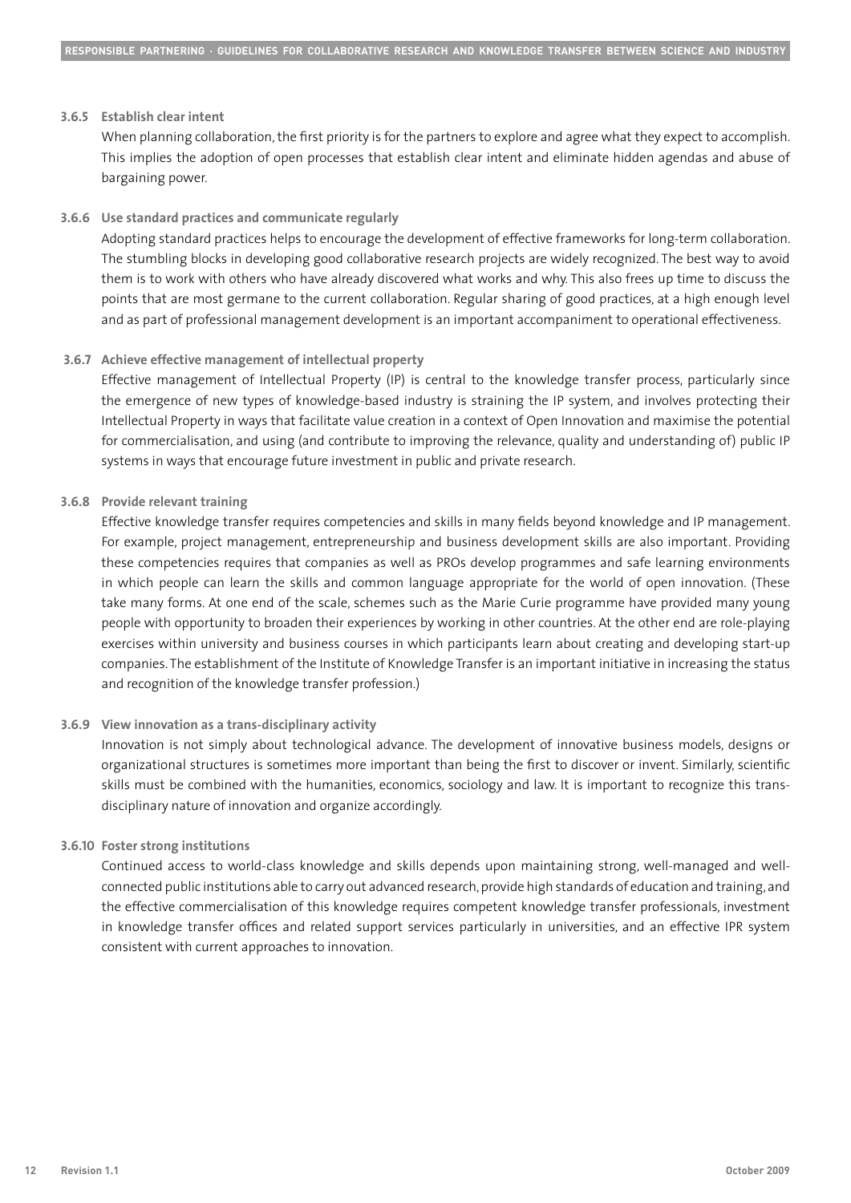#### 3.6.5 Establish clear intent

When planning collaboration, the first priority is for the partners to explore and agree what they expect to accomplish. This implies the adoption of open processes that establish clear intent and eliminate hidden agendas and abuse of bargaining power.

#### 3.6.6 Use standard practices and communicate regularly

Adopting standard practices helps to encourage the development of effective frameworks for long-term collaboration. The stumbling blocks in developing good collaborative research projects are widely recognized. The best way to avoid them is to work with others who have already discovered what works and why. This also frees up time to discuss the points that are most germane to the current collaboration. Regular sharing of good practices, at a high enough level and as part of professional management development is an important accompaniment to operational effectiveness.

#### 3.6.7 Achieve effective management of intellectual property

Effective management of Intellectual Property (IP) is central to the knowledge transfer process, particularly since the emergence of new types of knowledge-based industry is straining the IP system, and involves protecting their Intellectual Property in ways that facilitate value creation in a context of Open Innovation and maximise the potential for commercialisation, and using (and contribute to improving the relevance, quality and understanding of) public IP systems in ways that encourage future investment in public and private research.

#### 3.6.8 Provide relevant training

Effective knowledge transfer requires competencies and skills in many fields beyond knowledge and IP management. For example, project management, entrepreneurship and business development skills are also important. Providing these competencies requires that companies as well as PROs develop programmes and safe learning environments in which people can learn the skills and common language appropriate for the world of open innovation. (These take many forms. At one end of the scale, schemes such as the Marie Curie programme have provided many young people with opportunity to broaden their experiences by working in other countries. At the other end are role-playing exercises within university and business courses in which participants learn about creating and developing start-up companies. The establishment of the Institute of Knowledge Transfer is an important initiative in increasing the status and recognition of the knowledge transfer profession.)

#### 3.6.9 View innovation as a trans-disciplinary activity

Innovation is not simply about technological advance. The development of innovative business models, designs or organizational structures is sometimes more important than being the first to discover or invent. Similarly, scientific skills must be combined with the humanities, economics, sociology and law. It is important to recognize this trans-disciplinary nature of innovation and organize accordingly.

#### 3.6.10 Foster strong institutions

Continued access to world-class knowledge and skills depends upon maintaining strong, well-managed and well-connected public institutions able to carry out advanced research, provide high standards of education and training, and the effective commercialisation of this knowledge requires competent knowledge transfer professionals, investment in knowledge transfer offices and related support services particularly in universities, and an effective IPR system consistent with current approaches to innovation.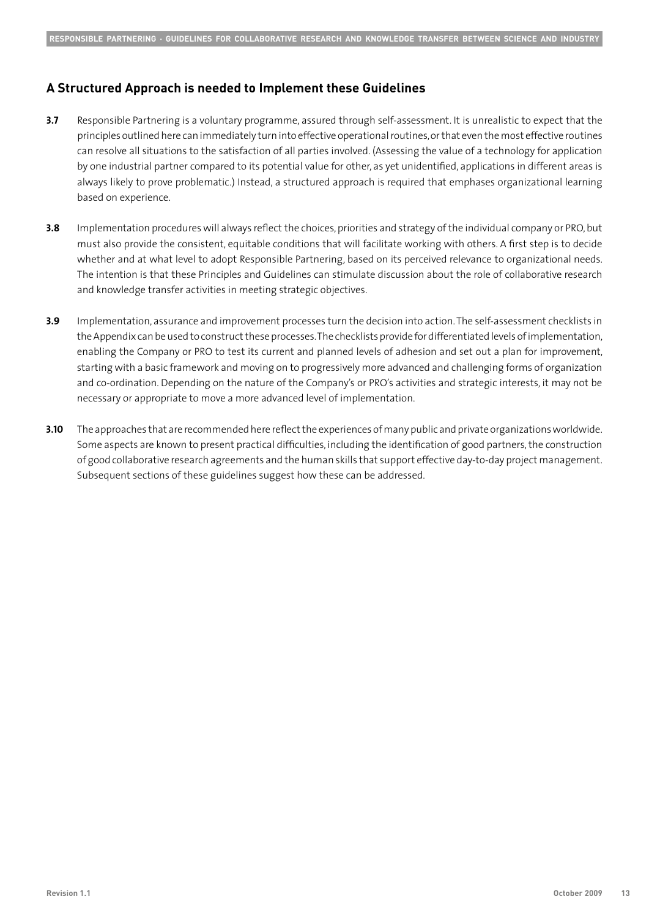## A Structured Approach is needed to Implement these Guidelines

**3.7** Responsible Partnering is a voluntary programme, assured through self-assessment. It is unrealistic to expect that the principles outlined here can immediately turn into effective operational routines, or that even the most effective routines can resolve all situations to the satisfaction of all parties involved. (Assessing the value of a technology for application by one industrial partner compared to its potential value for other, as yet unidentified, applications in different areas is always likely to prove problematic.) Instead, a structured approach is required that emphases organizational learning based on experience.

**3.8** Implementation procedures will always reflect the choices, priorities and strategy of the individual company or PRO, but must also provide the consistent, equitable conditions that will facilitate working with others. A first step is to decide whether and at what level to adopt Responsible Partnering, based on its perceived relevance to organizational needs. The intention is that these Principles and Guidelines can stimulate discussion about the role of collaborative research and knowledge transfer activities in meeting strategic objectives.

**3.9** Implementation, assurance and improvement processes turn the decision into action. The self-assessment checklists in the Appendix can be used to construct these processes. The checklists provide for differentiated levels of implementation, enabling the Company or PRO to test its current and planned levels of adhesion and set out a plan for improvement, starting with a basic framework and moving on to progressively more advanced and challenging forms of organization and co-ordination. Depending on the nature of the Company's or PRO's activities and strategic interests, it may not be necessary or appropriate to move a more advanced level of implementation.

**3.10** The approaches that are recommended here reflect the experiences of many public and private organizations worldwide. Some aspects are known to present practical difficulties, including the identification of good partners, the construction of good collaborative research agreements and the human skills that support effective day-to-day project management. Subsequent sections of these guidelines suggest how these can be addressed.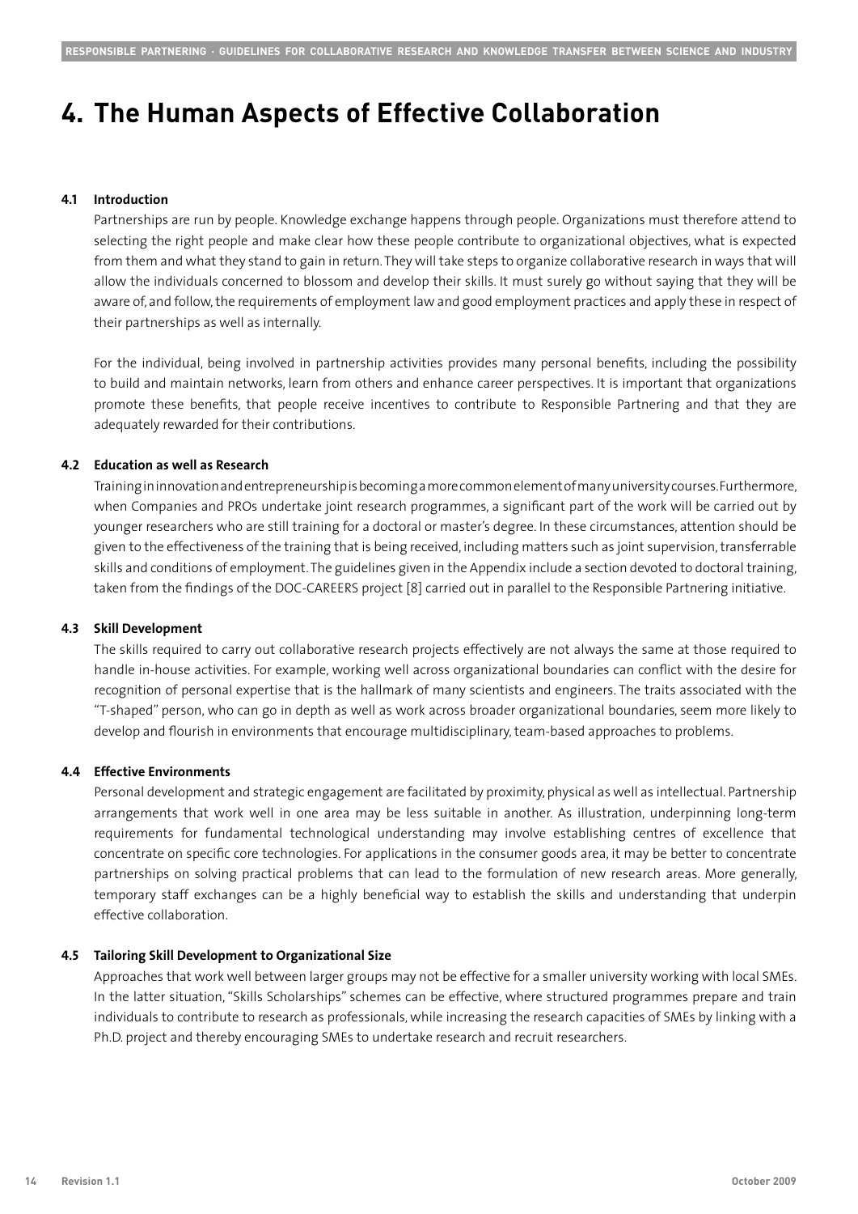# 4. The Human Aspects of Effective Collaboration

### 4.1 Introduction

Partnerships are run by people. Knowledge exchange happens through people. Organizations must therefore attend to selecting the right people and make clear how these people contribute to organizational objectives, what is expected from them and what they stand to gain in return. They will take steps to organize collaborative research in ways that will allow the individuals concerned to blossom and develop their skills. It must surely go without saying that they will be aware of, and follow, the requirements of employment law and good employment practices and apply these in respect of their partnerships as well as internally.

For the individual, being involved in partnership activities provides many personal benefits, including the possibility to build and maintain networks, learn from others and enhance career perspectives. It is important that organizations promote these benefits, that people receive incentives to contribute to Responsible Partnering and that they are adequately rewarded for their contributions.

### 4.2 Education as well as Research

Training in innovation and entrepreneurship is becoming a more common element of many university courses. Furthermore, when Companies and PROs undertake joint research programmes, a significant part of the work will be carried out by younger researchers who are still training for a doctoral or master's degree. In these circumstances, attention should be given to the effectiveness of the training that is being received, including matters such as joint supervision, transferrable skills and conditions of employment. The guidelines given in the Appendix include a section devoted to doctoral training, taken from the findings of the DOC-CAREERS project [8] carried out in parallel to the Responsible Partnering initiative.

### 4.3 Skill Development

The skills required to carry out collaborative research projects effectively are not always the same at those required to handle in-house activities. For example, working well across organizational boundaries can conflict with the desire for recognition of personal expertise that is the hallmark of many scientists and engineers. The traits associated with the "T-shaped" person, who can go in depth as well as work across broader organizational boundaries, seem more likely to develop and flourish in environments that encourage multidisciplinary, team-based approaches to problems.

### 4.4 Effective Environments

Personal development and strategic engagement are facilitated by proximity, physical as well as intellectual. Partnership arrangements that work well in one area may be less suitable in another. As illustration, underpinning long-term requirements for fundamental technological understanding may involve establishing centres of excellence that concentrate on specific core technologies. For applications in the consumer goods area, it may be better to concentrate partnerships on solving practical problems that can lead to the formulation of new research areas. More generally, temporary staff exchanges can be a highly beneficial way to establish the skills and understanding that underpin effective collaboration.

### 4.5 Tailoring Skill Development to Organizational Size

Approaches that work well between larger groups may not be effective for a smaller university working with local SMEs. In the latter situation, "Skills Scholarships" schemes can be effective, where structured programmes prepare and train individuals to contribute to research as professionals, while increasing the research capacities of SMEs by linking with a Ph.D. project and thereby encouraging SMEs to undertake research and recruit researchers.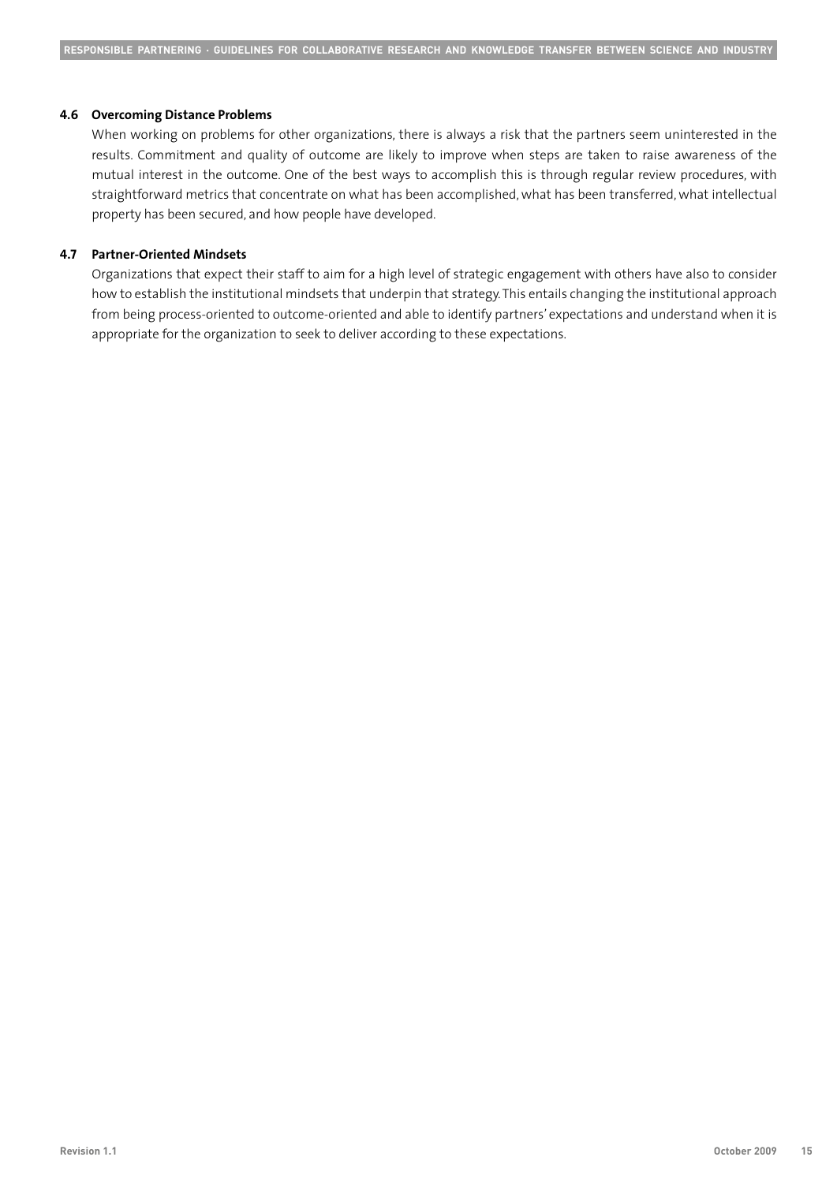### 4.6 Overcoming Distance Problems

When working on problems for other organizations, there is always a risk that the partners seem uninterested in the results. Commitment and quality of outcome are likely to improve when steps are taken to raise awareness of the mutual interest in the outcome. One of the best ways to accomplish this is through regular review procedures, with straightforward metrics that concentrate on what has been accomplished, what has been transferred, what intellectual property has been secured, and how people have developed.

### 4.7 Partner-Oriented Mindsets

Organizations that expect their staff to aim for a high level of strategic engagement with others have also to consider how to establish the institutional mindsets that underpin that strategy. This entails changing the institutional approach from being process-oriented to outcome-oriented and able to identify partners' expectations and understand when it is appropriate for the organization to seek to deliver according to these expectations.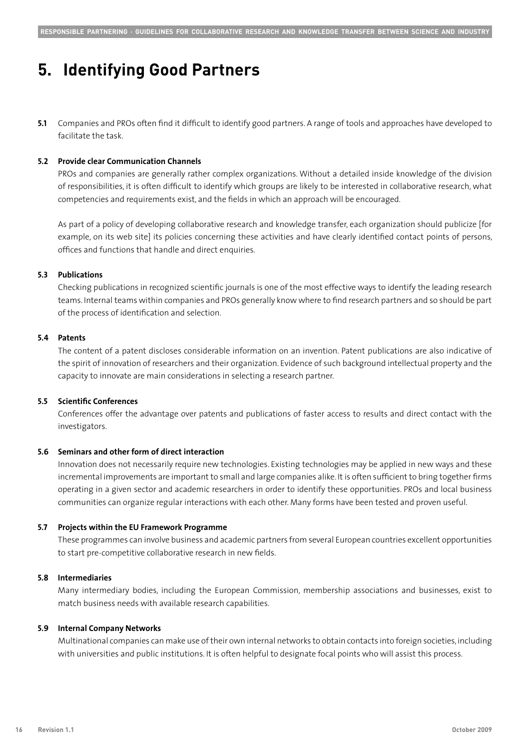# 5. Identifying Good Partners

**5.1** Companies and PROs often find it difficult to identify good partners. A range of tools and approaches have developed to facilitate the task.

**5.2 Provide clear Communication Channels**

PROs and companies are generally rather complex organizations. Without a detailed inside knowledge of the division of responsibilities, it is often difficult to identify which groups are likely to be interested in collaborative research, what competencies and requirements exist, and the fields in which an approach will be encouraged.

As part of a policy of developing collaborative research and knowledge transfer, each organization should publicize [for example, on its web site] its policies concerning these activities and have clearly identified contact points of persons, offices and functions that handle and direct enquiries.

**5.3 Publications**

Checking publications in recognized scientific journals is one of the most effective ways to identify the leading research teams. Internal teams within companies and PROs generally know where to find research partners and so should be part of the process of identification and selection.

**5.4 Patents**

The content of a patent discloses considerable information on an invention. Patent publications are also indicative of the spirit of innovation of researchers and their organization. Evidence of such background intellectual property and the capacity to innovate are main considerations in selecting a research partner.

**5.5 Scientific Conferences**

Conferences offer the advantage over patents and publications of faster access to results and direct contact with the investigators.

**5.6 Seminars and other form of direct interaction**

Innovation does not necessarily require new technologies. Existing technologies may be applied in new ways and these incremental improvements are important to small and large companies alike. It is often sufficient to bring together firms operating in a given sector and academic researchers in order to identify these opportunities. PROs and local business communities can organize regular interactions with each other. Many forms have been tested and proven useful.

**5.7 Projects within the EU Framework Programme**

These programmes can involve business and academic partners from several European countries excellent opportunities to start pre-competitive collaborative research in new fields.

**5.8 Intermediaries**

Many intermediary bodies, including the European Commission, membership associations and businesses, exist to match business needs with available research capabilities.

**5.9 Internal Company Networks**

Multinational companies can make use of their own internal networks to obtain contacts into foreign societies, including with universities and public institutions. It is often helpful to designate focal points who will assist this process.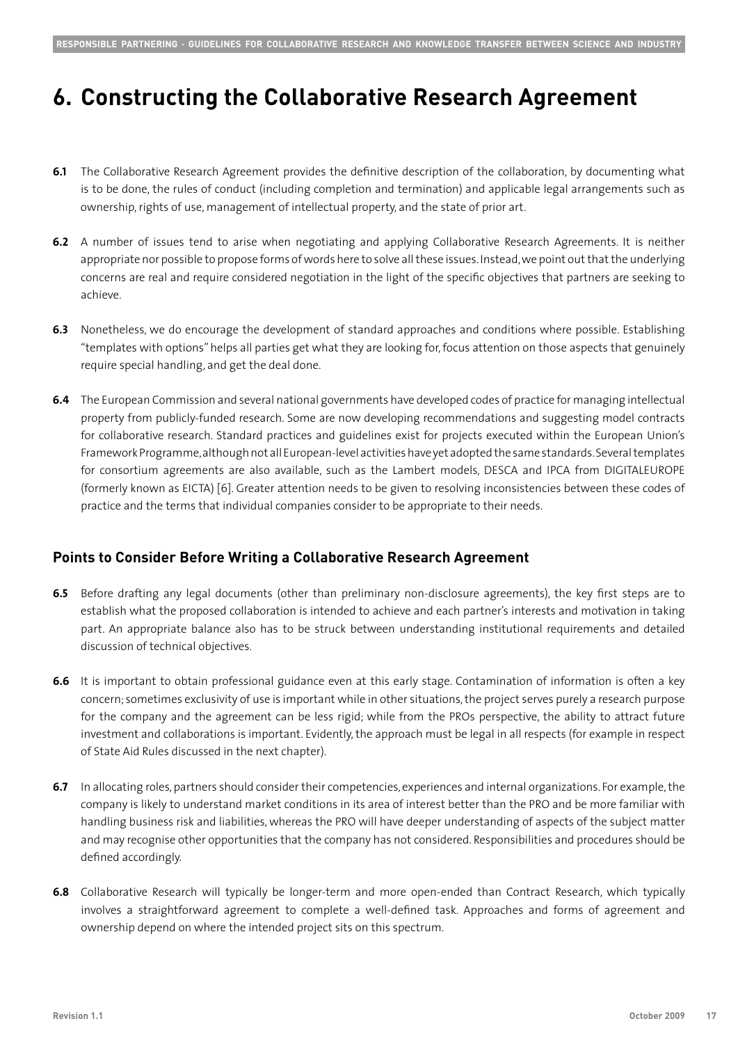# 6. Constructing the Collaborative Research Agreement

**6.1** The Collaborative Research Agreement provides the definitive description of the collaboration, by documenting what is to be done, the rules of conduct (including completion and termination) and applicable legal arrangements such as ownership, rights of use, management of intellectual property, and the state of prior art.

**6.2** A number of issues tend to arise when negotiating and applying Collaborative Research Agreements. It is neither appropriate nor possible to propose forms of words here to solve all these issues. Instead, we point out that the underlying concerns are real and require considered negotiation in the light of the specific objectives that partners are seeking to achieve.

**6.3** Nonetheless, we do encourage the development of standard approaches and conditions where possible. Establishing "templates with options" helps all parties get what they are looking for, focus attention on those aspects that genuinely require special handling, and get the deal done.

**6.4** The European Commission and several national governments have developed codes of practice for managing intellectual property from publicly-funded research. Some are now developing recommendations and suggesting model contracts for collaborative research. Standard practices and guidelines exist for projects executed within the European Union's Framework Programme, although not all European-level activities have yet adopted the same standards. Several templates for consortium agreements are also available, such as the Lambert models, DESCA and IPCA from DIGITALEUROPE (formerly known as EICTA) [6]. Greater attention needs to be given to resolving inconsistencies between these codes of practice and the terms that individual companies consider to be appropriate to their needs.

## Points to Consider Before Writing a Collaborative Research Agreement

**6.5** Before drafting any legal documents (other than preliminary non-disclosure agreements), the key first steps are to establish what the proposed collaboration is intended to achieve and each partner's interests and motivation in taking part. An appropriate balance also has to be struck between understanding institutional requirements and detailed discussion of technical objectives.

**6.6** It is important to obtain professional guidance even at this early stage. Contamination of information is often a key concern; sometimes exclusivity of use is important while in other situations, the project serves purely a research purpose for the company and the agreement can be less rigid; while from the PROs perspective, the ability to attract future investment and collaborations is important. Evidently, the approach must be legal in all respects (for example in respect of State Aid Rules discussed in the next chapter).

**6.7** In allocating roles, partners should consider their competencies, experiences and internal organizations. For example, the company is likely to understand market conditions in its area of interest better than the PRO and be more familiar with handling business risk and liabilities, whereas the PRO will have deeper understanding of aspects of the subject matter and may recognise other opportunities that the company has not considered. Responsibilities and procedures should be defined accordingly.

**6.8** Collaborative Research will typically be longer-term and more open-ended than Contract Research, which typically involves a straightforward agreement to complete a well-defined task. Approaches and forms of agreement and ownership depend on where the intended project sits on this spectrum.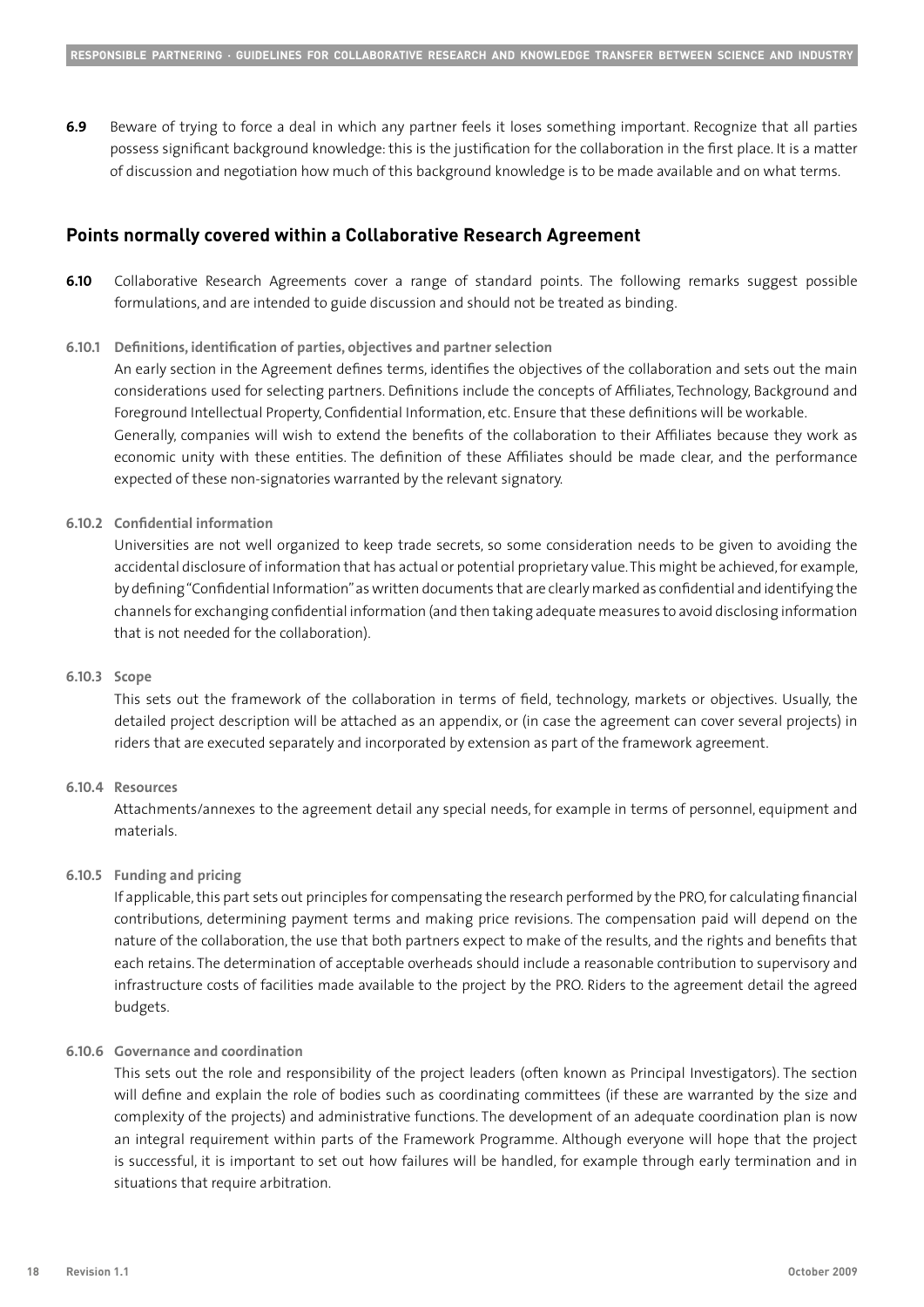**6.9** Beware of trying to force a deal in which any partner feels it loses something important. Recognize that all parties possess significant background knowledge: this is the justification for the collaboration in the first place. It is a matter of discussion and negotiation how much of this background knowledge is to be made available and on what terms.

## Points normally covered within a Collaborative Research Agreement

**6.10** Collaborative Research Agreements cover a range of standard points. The following remarks suggest possible formulations, and are intended to guide discussion and should not be treated as binding.

**6.10.1 Definitions, identification of parties, objectives and partner selection**

An early section in the Agreement defines terms, identifies the objectives of the collaboration and sets out the main considerations used for selecting partners. Definitions include the concepts of Affiliates, Technology, Background and Foreground Intellectual Property, Confidential Information, etc. Ensure that these definitions will be workable.

Generally, companies will wish to extend the benefits of the collaboration to their Affiliates because they work as economic unity with these entities. The definition of these Affiliates should be made clear, and the performance expected of these non-signatories warranted by the relevant signatory.

**6.10.2 Confidential information**

Universities are not well organized to keep trade secrets, so some consideration needs to be given to avoiding the accidental disclosure of information that has actual or potential proprietary value. This might be achieved, for example, by defining "Confidential Information" as written documents that are clearly marked as confidential and identifying the channels for exchanging confidential information (and then taking adequate measures to avoid disclosing information that is not needed for the collaboration).

**6.10.3 Scope**

This sets out the framework of the collaboration in terms of field, technology, markets or objectives. Usually, the detailed project description will be attached as an appendix, or (in case the agreement can cover several projects) in riders that are executed separately and incorporated by extension as part of the framework agreement.

**6.10.4 Resources**

Attachments/annexes to the agreement detail any special needs, for example in terms of personnel, equipment and materials.

**6.10.5 Funding and pricing**

If applicable, this part sets out principles for compensating the research performed by the PRO, for calculating financial contributions, determining payment terms and making price revisions. The compensation paid will depend on the nature of the collaboration, the use that both partners expect to make of the results, and the rights and benefits that each retains. The determination of acceptable overheads should include a reasonable contribution to supervisory and infrastructure costs of facilities made available to the project by the PRO. Riders to the agreement detail the agreed budgets.

**6.10.6 Governance and coordination**

This sets out the role and responsibility of the project leaders (often known as Principal Investigators). The section will define and explain the role of bodies such as coordinating committees (if these are warranted by the size and complexity of the projects) and administrative functions. The development of an adequate coordination plan is now an integral requirement within parts of the Framework Programme. Although everyone will hope that the project is successful, it is important to set out how failures will be handled, for example through early termination and in situations that require arbitration.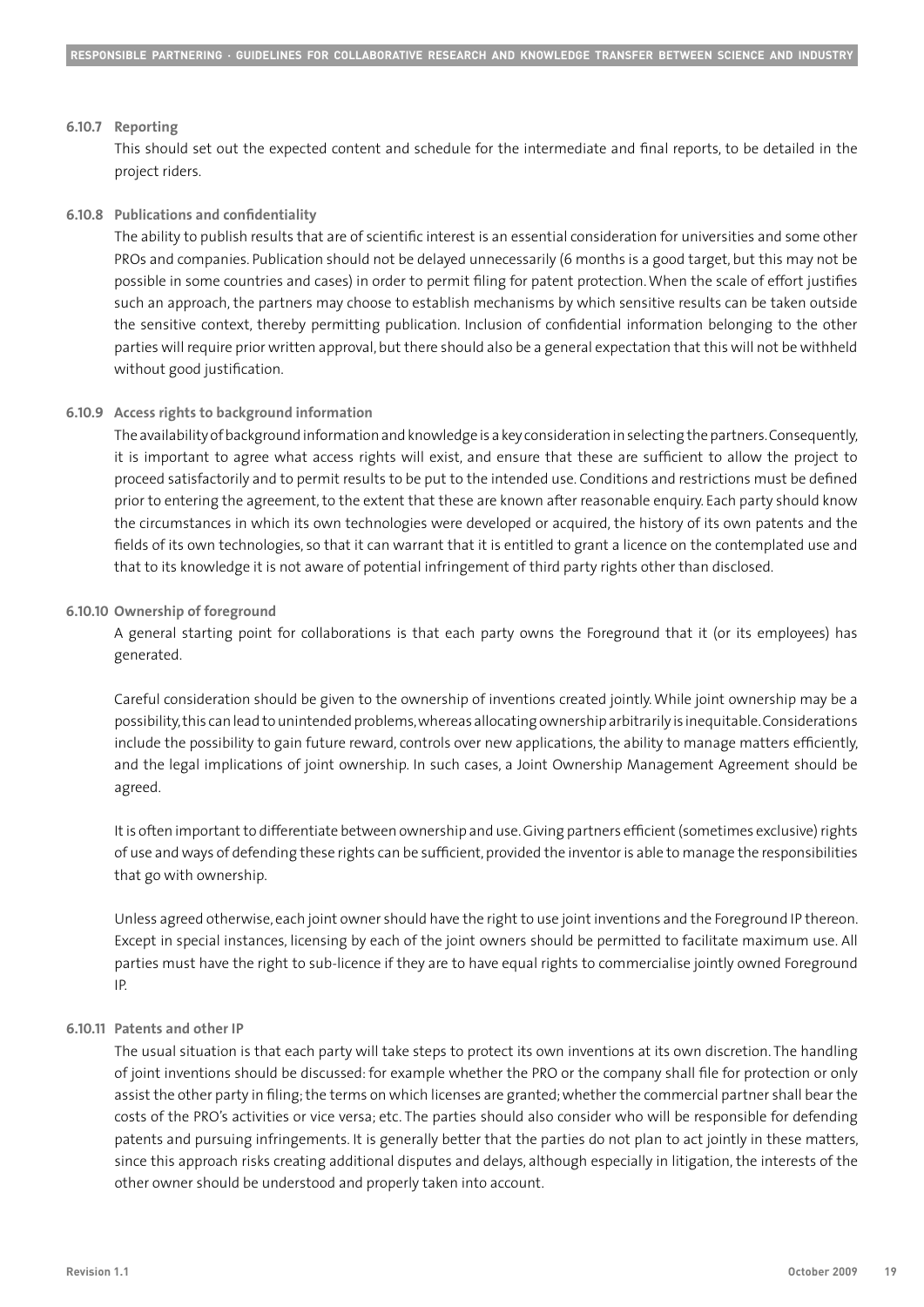#### 6.10.7 Reporting

This should set out the expected content and schedule for the intermediate and final reports, to be detailed in the project riders.

#### 6.10.8 Publications and confidentiality

The ability to publish results that are of scientific interest is an essential consideration for universities and some other PROs and companies. Publication should not be delayed unnecessarily (6 months is a good target, but this may not be possible in some countries and cases) in order to permit filing for patent protection. When the scale of effort justifies such an approach, the partners may choose to establish mechanisms by which sensitive results can be taken outside the sensitive context, thereby permitting publication. Inclusion of confidential information belonging to the other parties will require prior written approval, but there should also be a general expectation that this will not be withheld without good justification.

#### 6.10.9 Access rights to background information

The availability of background information and knowledge is a key consideration in selecting the partners. Consequently, it is important to agree what access rights will exist, and ensure that these are sufficient to allow the project to proceed satisfactorily and to permit results to be put to the intended use. Conditions and restrictions must be defined prior to entering the agreement, to the extent that these are known after reasonable enquiry. Each party should know the circumstances in which its own technologies were developed or acquired, the history of its own patents and the fields of its own technologies, so that it can warrant that it is entitled to grant a licence on the contemplated use and that to its knowledge it is not aware of potential infringement of third party rights other than disclosed.

#### 6.10.10 Ownership of foreground

A general starting point for collaborations is that each party owns the Foreground that it (or its employees) has generated.

Careful consideration should be given to the ownership of inventions created jointly. While joint ownership may be a possibility, this can lead to unintended problems, whereas allocating ownership arbitrarily is inequitable. Considerations include the possibility to gain future reward, controls over new applications, the ability to manage matters efficiently, and the legal implications of joint ownership. In such cases, a Joint Ownership Management Agreement should be agreed.

It is often important to differentiate between ownership and use. Giving partners efficient (sometimes exclusive) rights of use and ways of defending these rights can be sufficient, provided the inventor is able to manage the responsibilities that go with ownership.

Unless agreed otherwise, each joint owner should have the right to use joint inventions and the Foreground IP thereon. Except in special instances, licensing by each of the joint owners should be permitted to facilitate maximum use. All parties must have the right to sub-licence if they are to have equal rights to commercialise jointly owned Foreground IP.

#### 6.10.11 Patents and other IP

The usual situation is that each party will take steps to protect its own inventions at its own discretion. The handling of joint inventions should be discussed: for example whether the PRO or the company shall file for protection or only assist the other party in filing; the terms on which licenses are granted; whether the commercial partner shall bear the costs of the PRO's activities or vice versa; etc. The parties should also consider who will be responsible for defending patents and pursuing infringements. It is generally better that the parties do not plan to act jointly in these matters, since this approach risks creating additional disputes and delays, although especially in litigation, the interests of the other owner should be understood and properly taken into account.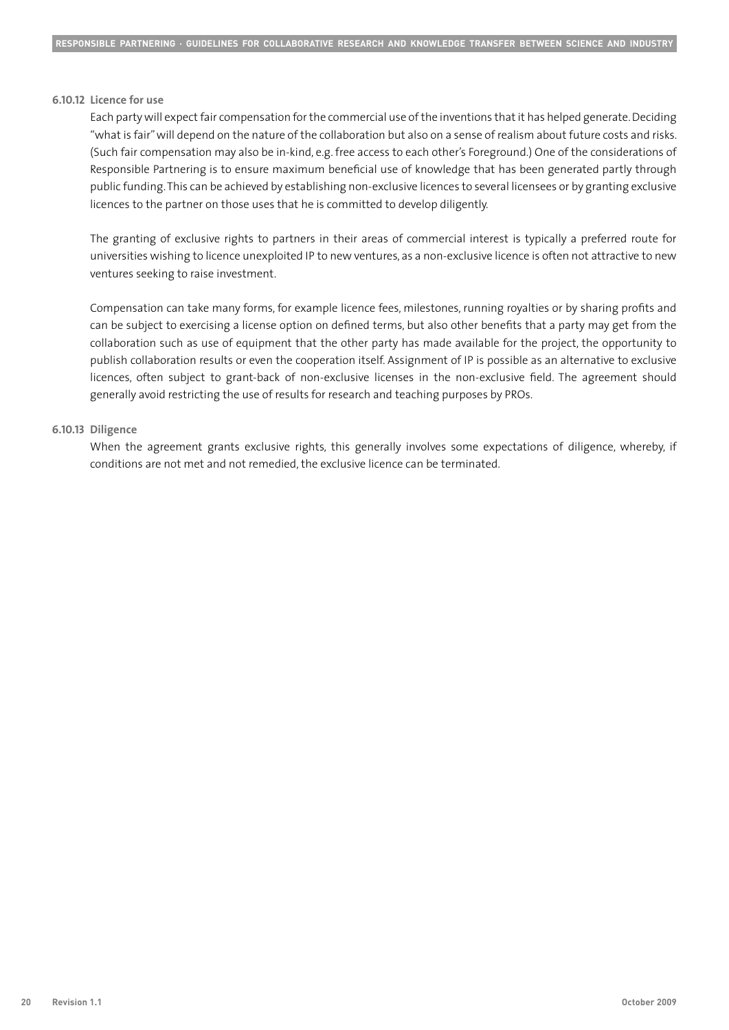#### 6.10.12 Licence for use

Each party will expect fair compensation for the commercial use of the inventions that it has helped generate. Deciding "what is fair" will depend on the nature of the collaboration but also on a sense of realism about future costs and risks. (Such fair compensation may also be in-kind, e.g. free access to each other's Foreground.) One of the considerations of Responsible Partnering is to ensure maximum beneficial use of knowledge that has been generated partly through public funding. This can be achieved by establishing non-exclusive licences to several licensees or by granting exclusive licences to the partner on those uses that he is committed to develop diligently.

The granting of exclusive rights to partners in their areas of commercial interest is typically a preferred route for universities wishing to licence unexploited IP to new ventures, as a non-exclusive licence is often not attractive to new ventures seeking to raise investment.

Compensation can take many forms, for example licence fees, milestones, running royalties or by sharing profits and can be subject to exercising a license option on defined terms, but also other benefits that a party may get from the collaboration such as use of equipment that the other party has made available for the project, the opportunity to publish collaboration results or even the cooperation itself. Assignment of IP is possible as an alternative to exclusive licences, often subject to grant-back of non-exclusive licenses in the non-exclusive field. The agreement should generally avoid restricting the use of results for research and teaching purposes by PROs.

#### 6.10.13 Diligence

When the agreement grants exclusive rights, this generally involves some expectations of diligence, whereby, if conditions are not met and not remedied, the exclusive licence can be terminated.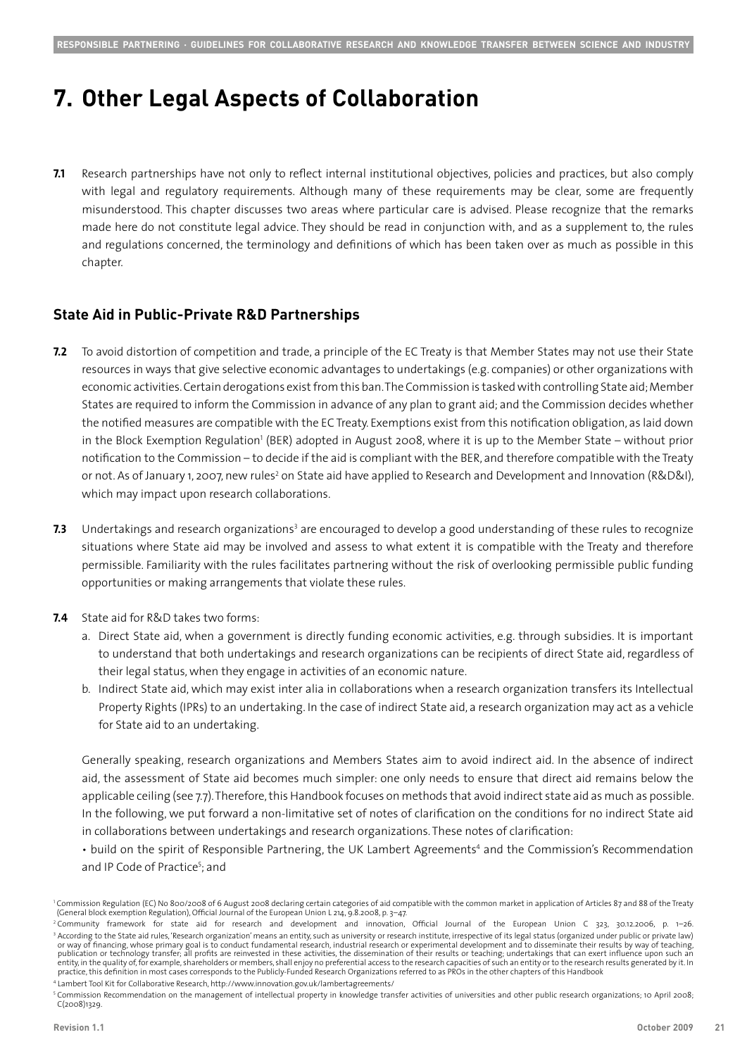# 7. Other Legal Aspects of Collaboration

**7.1** Research partnerships have not only to reflect internal institutional objectives, policies and practices, but also comply with legal and regulatory requirements. Although many of these requirements may be clear, some are frequently misunderstood. This chapter discusses two areas where particular care is advised. Please recognize that the remarks made here do not constitute legal advice. They should be read in conjunction with, and as a supplement to, the rules and regulations concerned, the terminology and definitions of which has been taken over as much as possible in this chapter.

## State Aid in Public-Private R&D Partnerships

**7.2** To avoid distortion of competition and trade, a principle of the EC Treaty is that Member States may not use their State resources in ways that give selective economic advantages to undertakings (e.g. companies) or other organizations with economic activities. Certain derogations exist from this ban. The Commission is tasked with controlling State aid; Member States are required to inform the Commission in advance of any plan to grant aid; and the Commission decides whether the notified measures are compatible with the EC Treaty. Exemptions exist from this notification obligation, as laid down in the Block Exemption Regulation[1] (BER) adopted in August 2008, where it is up to the Member State – without prior notification to the Commission – to decide if the aid is compliant with the BER, and therefore compatible with the Treaty or not. As of January 1, 2007, new rules[2] on State aid have applied to Research and Development and Innovation (R&D&I), which may impact upon research collaborations.

**7.3** Undertakings and research organizations[3] are encouraged to develop a good understanding of these rules to recognize situations where State aid may be involved and assess to what extent it is compatible with the Treaty and therefore permissible. Familiarity with the rules facilitates partnering without the risk of overlooking permissible public funding opportunities or making arrangements that violate these rules.

**7.4** State aid for R&D takes two forms:

a. Direct State aid, when a government is directly funding economic activities, e.g. through subsidies. It is important to understand that both undertakings and research organizations can be recipients of direct State aid, regardless of their legal status, when they engage in activities of an economic nature.

b. Indirect State aid, which may exist inter alia in collaborations when a research organization transfers its Intellectual Property Rights (IPRs) to an undertaking. In the case of indirect State aid, a research organization may act as a vehicle for State aid to an undertaking.

Generally speaking, research organizations and Members States aim to avoid indirect aid. In the absence of indirect aid, the assessment of State aid becomes much simpler: one only needs to ensure that direct aid remains below the applicable ceiling (see 7.7). Therefore, this Handbook focuses on methods that avoid indirect state aid as much as possible. In the following, we put forward a non-limitative set of notes of clarification on the conditions for no indirect State aid in collaborations between undertakings and research organizations. These notes of clarification:

• build on the spirit of Responsible Partnering, the UK Lambert Agreements[4] and the Commission's Recommendation and IP Code of Practice[5]; and

---

[1] Commission Regulation (EC) No 800/2008 of 6 August 2008 declaring certain categories of aid compatible with the common market in application of Articles 87 and 88 of the Treaty (General block exemption Regulation), Official Journal of the European Union L 214, 9.8.2008, p. 3–47.

[2] Community framework for state aid for research and development and innovation, Official Journal of the European Union C 323, 30.12.2006, p. 1–26.

[3] According to the State aid rules, 'Research organization' means an entity, such as university or research institute, irrespective of its legal status (organized under public or private law) or way of financing, whose primary goal is to conduct fundamental research, industrial research or experimental development and to disseminate their results by way of teaching, publication or technology transfer; all profits are reinvested in these activities, the dissemination of their results or teaching; undertakings that can exert influence upon such an entity, in the quality of, for example, shareholders or members, shall enjoy no preferential access to the research capacities of such an entity or to the research results generated by it. In practice, this definition in most cases corresponds to the Publicly-Funded Research Organizations referred to as PROs in the other chapters of this Handbook

[4] Lambert Tool Kit for Collaborative Research, http://www.innovation.gov.uk/lambertagreements/

[5] Commission Recommendation on the management of intellectual property in knowledge transfer activities of universities and other public research organizations; 10 April 2008; C(2008)1329.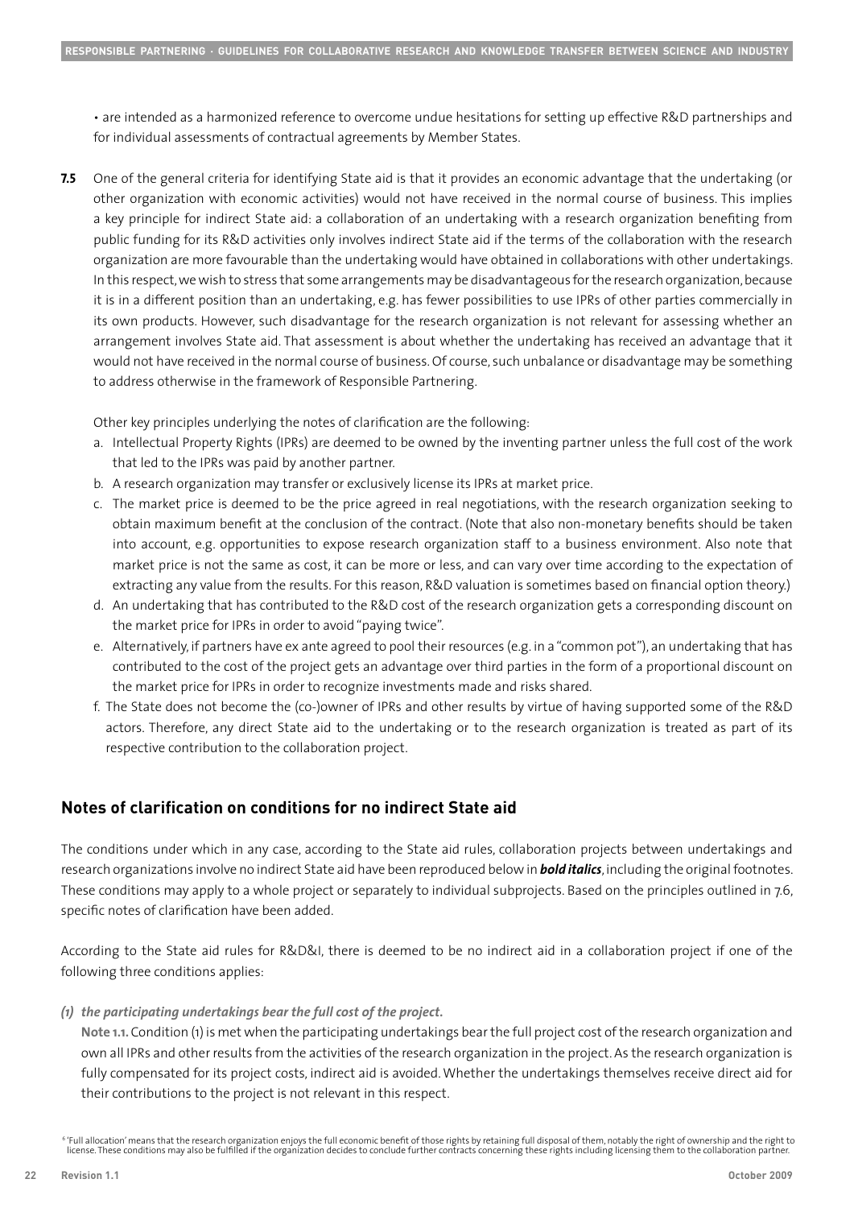• are intended as a harmonized reference to overcome undue hesitations for setting up effective R&D partnerships and for individual assessments of contractual agreements by Member States.

**7.5** One of the general criteria for identifying State aid is that it provides an economic advantage that the undertaking (or other organization with economic activities) would not have received in the normal course of business. This implies a key principle for indirect State aid: a collaboration of an undertaking with a research organization benefiting from public funding for its R&D activities only involves indirect State aid if the terms of the collaboration with the research organization are more favourable than the undertaking would have obtained in collaborations with other undertakings. In this respect, we wish to stress that some arrangements may be disadvantageous for the research organization, because it is in a different position than an undertaking, e.g. has fewer possibilities to use IPRs of other parties commercially in its own products. However, such disadvantage for the research organization is not relevant for assessing whether an arrangement involves State aid. That assessment is about whether the undertaking has received an advantage that it would not have received in the normal course of business. Of course, such unbalance or disadvantage may be something to address otherwise in the framework of Responsible Partnering.

Other key principles underlying the notes of clarification are the following:

a. Intellectual Property Rights (IPRs) are deemed to be owned by the inventing partner unless the full cost of the work that led to the IPRs was paid by another partner.
b. A research organization may transfer or exclusively license its IPRs at market price.
c. The market price is deemed to be the price agreed in real negotiations, with the research organization seeking to obtain maximum benefit at the conclusion of the contract. (Note that also non-monetary benefits should be taken into account, e.g. opportunities to expose research organization staff to a business environment. Also note that market price is not the same as cost, it can be more or less, and can vary over time according to the expectation of extracting any value from the results. For this reason, R&D valuation is sometimes based on financial option theory.)
d. An undertaking that has contributed to the R&D cost of the research organization gets a corresponding discount on the market price for IPRs in order to avoid "paying twice".
e. Alternatively, if partners have ex ante agreed to pool their resources (e.g. in a "common pot"), an undertaking that has contributed to the cost of the project gets an advantage over third parties in the form of a proportional discount on the market price for IPRs in order to recognize investments made and risks shared.
f. The State does not become the (co-)owner of IPRs and other results by virtue of having supported some of the R&D actors. Therefore, any direct State aid to the undertaking or to the research organization is treated as part of its respective contribution to the collaboration project.

## Notes of clarification on conditions for no indirect State aid

The conditions under which in any case, according to the State aid rules, collaboration projects between undertakings and research organizations involve no indirect State aid have been reproduced below in ***bold italics***, including the original footnotes. These conditions may apply to a whole project or separately to individual subprojects. Based on the principles outlined in 7.6, specific notes of clarification have been added.

According to the State aid rules for R&D&I, there is deemed to be no indirect aid in a collaboration project if one of the following three conditions applies:

***(1) the participating undertakings bear the full cost of the project.***

**Note 1.1.** Condition (1) is met when the participating undertakings bear the full project cost of the research organization and own all IPRs and other results from the activities of the research organization in the project. As the research organization is fully compensated for its project costs, indirect aid is avoided. Whether the undertakings themselves receive direct aid for their contributions to the project is not relevant in this respect.

[6] 'Full allocation' means that the research organization enjoys the full economic benefit of those rights by retaining full disposal of them, notably the right of ownership and the right to license. These conditions may also be fulfilled if the organization decides to conclude further contracts concerning these rights including licensing them to the collaboration partner.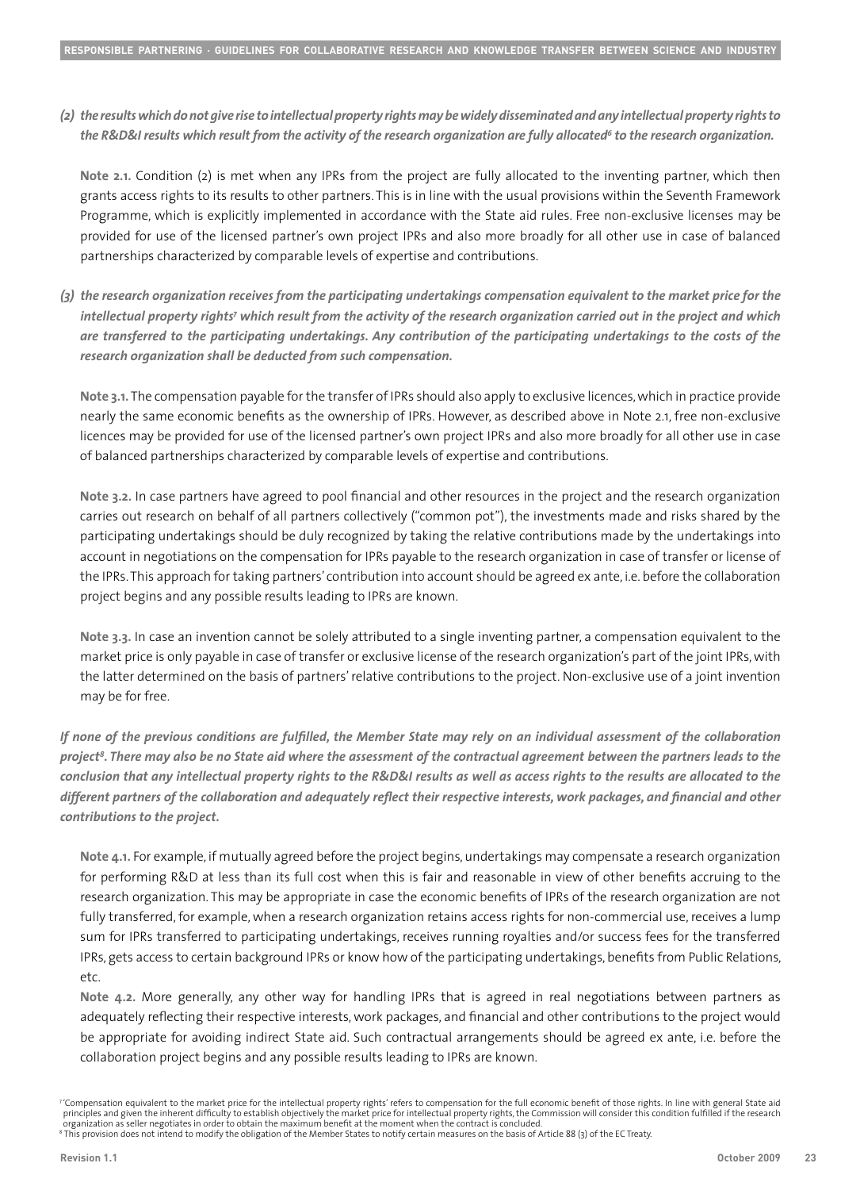*(2) the results which do not give rise to intellectual property rights may be widely disseminated and any intellectual property rights to the R&D&I results which result from the activity of the research organization are fully allocated[6] to the research organization.*

**Note 2.1.** Condition (2) is met when any IPRs from the project are fully allocated to the inventing partner, which then grants access rights to its results to other partners. This is in line with the usual provisions within the Seventh Framework Programme, which is explicitly implemented in accordance with the State aid rules. Free non-exclusive licenses may be provided for use of the licensed partner's own project IPRs and also more broadly for all other use in case of balanced partnerships characterized by comparable levels of expertise and contributions.

*(3) the research organization receives from the participating undertakings compensation equivalent to the market price for the intellectual property rights[7] which result from the activity of the research organization carried out in the project and which are transferred to the participating undertakings. Any contribution of the participating undertakings to the costs of the research organization shall be deducted from such compensation.*

**Note 3.1.** The compensation payable for the transfer of IPRs should also apply to exclusive licences, which in practice provide nearly the same economic benefits as the ownership of IPRs. However, as described above in Note 2.1, free non-exclusive licences may be provided for use of the licensed partner's own project IPRs and also more broadly for all other use in case of balanced partnerships characterized by comparable levels of expertise and contributions.

**Note 3.2.** In case partners have agreed to pool financial and other resources in the project and the research organization carries out research on behalf of all partners collectively ("common pot"), the investments made and risks shared by the participating undertakings should be duly recognized by taking the relative contributions made by the undertakings into account in negotiations on the compensation for IPRs payable to the research organization in case of transfer or license of the IPRs. This approach for taking partners' contribution into account should be agreed ex ante, i.e. before the collaboration project begins and any possible results leading to IPRs are known.

**Note 3.3.** In case an invention cannot be solely attributed to a single inventing partner, a compensation equivalent to the market price is only payable in case of transfer or exclusive license of the research organization's part of the joint IPRs, with the latter determined on the basis of partners' relative contributions to the project. Non-exclusive use of a joint invention may be for free.

***If none of the previous conditions are fulfilled, the Member State may rely on an individual assessment of the collaboration project[8]. There may also be no State aid where the assessment of the contractual agreement between the partners leads to the conclusion that any intellectual property rights to the R&D&I results as well as access rights to the results are allocated to the different partners of the collaboration and adequately reflect their respective interests, work packages, and financial and other contributions to the project.***

**Note 4.1.** For example, if mutually agreed before the project begins, undertakings may compensate a research organization for performing R&D at less than its full cost when this is fair and reasonable in view of other benefits accruing to the research organization. This may be appropriate in case the economic benefits of IPRs of the research organization are not fully transferred, for example, when a research organization retains access rights for non-commercial use, receives a lump sum for IPRs transferred to participating undertakings, receives running royalties and/or success fees for the transferred IPRs, gets access to certain background IPRs or know how of the participating undertakings, benefits from Public Relations, etc.

**Note 4.2.** More generally, any other way for handling IPRs that is agreed in real negotiations between partners as adequately reflecting their respective interests, work packages, and financial and other contributions to the project would be appropriate for avoiding indirect State aid. Such contractual arrangements should be agreed ex ante, i.e. before the collaboration project begins and any possible results leading to IPRs are known.

[7] 'Compensation equivalent to the market price for the intellectual property rights' refers to compensation for the full economic benefit of those rights. In line with general State aid principles and given the inherent difficulty to establish objectively the market price for intellectual property rights, the Commission will consider this condition fulfilled if the research organization as seller negotiates in order to obtain the maximum benefit at the moment when the contract is concluded.

[8] This provision does not intend to modify the obligation of the Member States to notify certain measures on the basis of Article 88 (3) of the EC Treaty.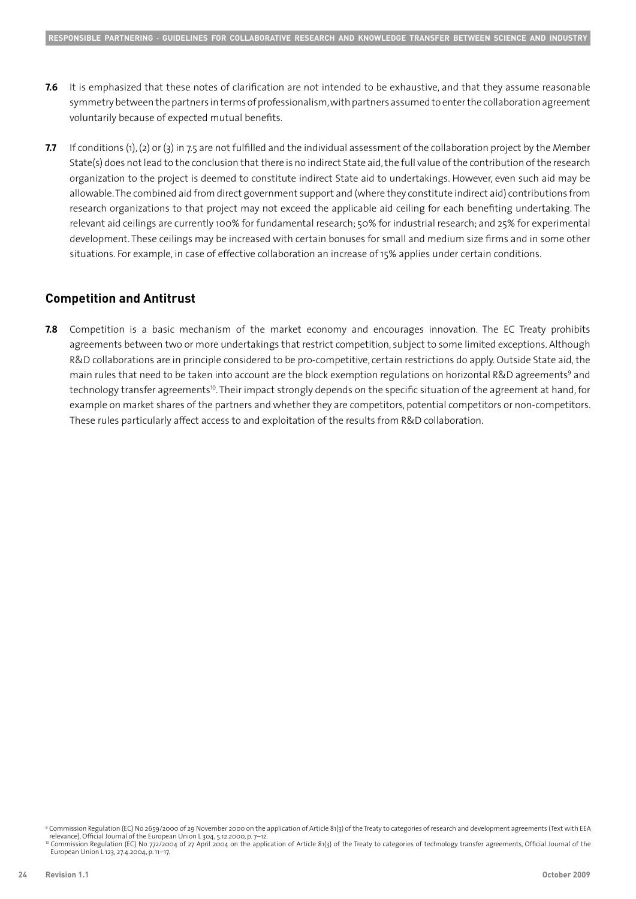**7.6** It is emphasized that these notes of clarification are not intended to be exhaustive, and that they assume reasonable symmetry between the partners in terms of professionalism, with partners assumed to enter the collaboration agreement voluntarily because of expected mutual benefits.

**7.7** If conditions (1), (2) or (3) in 7.5 are not fulfilled and the individual assessment of the collaboration project by the Member State(s) does not lead to the conclusion that there is no indirect State aid, the full value of the contribution of the research organization to the project is deemed to constitute indirect State aid to undertakings. However, even such aid may be allowable. The combined aid from direct government support and (where they constitute indirect aid) contributions from research organizations to that project may not exceed the applicable aid ceiling for each benefiting undertaking. The relevant aid ceilings are currently 100% for fundamental research; 50% for industrial research; and 25% for experimental development. These ceilings may be increased with certain bonuses for small and medium size firms and in some other situations. For example, in case of effective collaboration an increase of 15% applies under certain conditions.

## Competition and Antitrust

**7.8** Competition is a basic mechanism of the market economy and encourages innovation. The EC Treaty prohibits agreements between two or more undertakings that restrict competition, subject to some limited exceptions. Although R&D collaborations are in principle considered to be pro-competitive, certain restrictions do apply. Outside State aid, the main rules that need to be taken into account are the block exemption regulations on horizontal R&D agreements[9] and technology transfer agreements[10]. Their impact strongly depends on the specific situation of the agreement at hand, for example on market shares of the partners and whether they are competitors, potential competitors or non-competitors. These rules particularly affect access to and exploitation of the results from R&D collaboration.

[9] Commission Regulation (EC) No 2659/2000 of 29 November 2000 on the application of Article 81(3) of the Treaty to categories of research and development agreements (Text with EEA relevance), Official Journal of the European Union L 304, 5.12.2000, p. 7–12.

[10] Commission Regulation (EC) No 772/2004 of 27 April 2004 on the application of Article 81(3) of the Treaty to categories of technology transfer agreements, Official Journal of the European Union L 123, 27.4.2004, p. 11–17.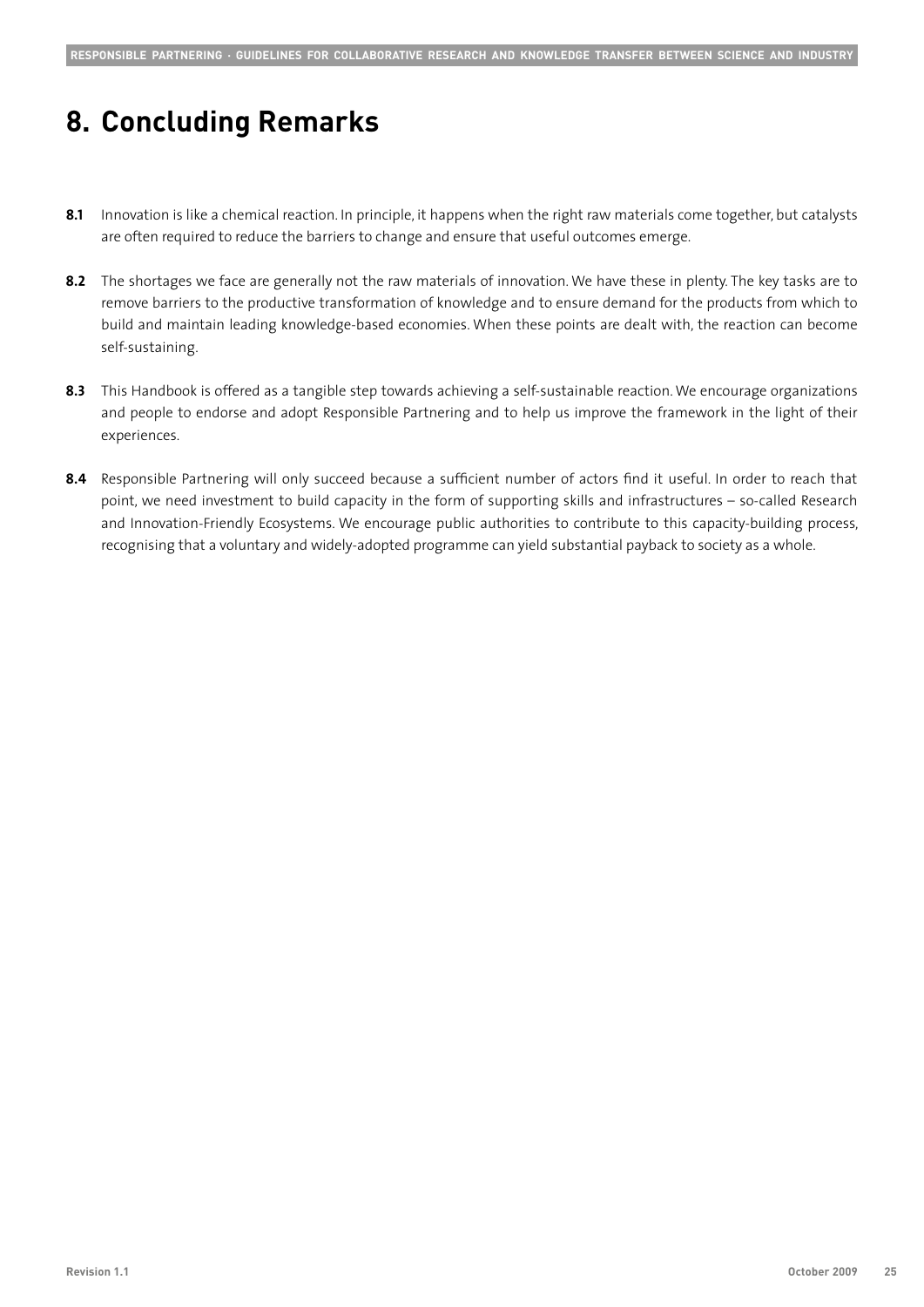# 8. Concluding Remarks

**8.1** Innovation is like a chemical reaction. In principle, it happens when the right raw materials come together, but catalysts are often required to reduce the barriers to change and ensure that useful outcomes emerge.

**8.2** The shortages we face are generally not the raw materials of innovation. We have these in plenty. The key tasks are to remove barriers to the productive transformation of knowledge and to ensure demand for the products from which to build and maintain leading knowledge-based economies. When these points are dealt with, the reaction can become self-sustaining.

**8.3** This Handbook is offered as a tangible step towards achieving a self-sustainable reaction. We encourage organizations and people to endorse and adopt Responsible Partnering and to help us improve the framework in the light of their experiences.

**8.4** Responsible Partnering will only succeed because a sufficient number of actors find it useful. In order to reach that point, we need investment to build capacity in the form of supporting skills and infrastructures – so-called Research and Innovation-Friendly Ecosystems. We encourage public authorities to contribute to this capacity-building process, recognising that a voluntary and widely-adopted programme can yield substantial payback to society as a whole.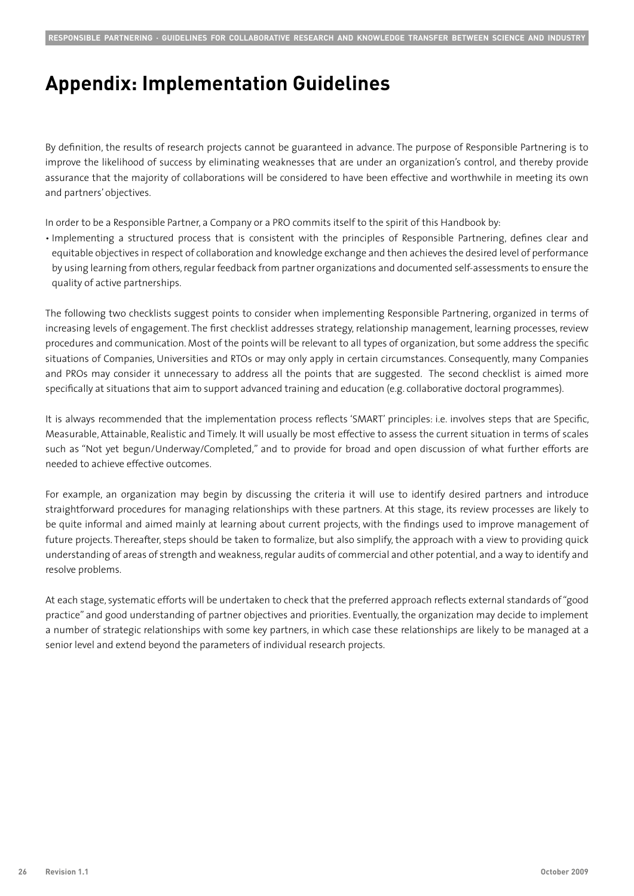# Appendix: Implementation Guidelines

By definition, the results of research projects cannot be guaranteed in advance. The purpose of Responsible Partnering is to improve the likelihood of success by eliminating weaknesses that are under an organization's control, and thereby provide assurance that the majority of collaborations will be considered to have been effective and worthwhile in meeting its own and partners' objectives.

In order to be a Responsible Partner, a Company or a PRO commits itself to the spirit of this Handbook by:

- Implementing a structured process that is consistent with the principles of Responsible Partnering, defines clear and equitable objectives in respect of collaboration and knowledge exchange and then achieves the desired level of performance by using learning from others, regular feedback from partner organizations and documented self-assessments to ensure the quality of active partnerships.

The following two checklists suggest points to consider when implementing Responsible Partnering, organized in terms of increasing levels of engagement. The first checklist addresses strategy, relationship management, learning processes, review procedures and communication. Most of the points will be relevant to all types of organization, but some address the specific situations of Companies, Universities and RTOs or may only apply in certain circumstances. Consequently, many Companies and PROs may consider it unnecessary to address all the points that are suggested. The second checklist is aimed more specifically at situations that aim to support advanced training and education (e.g. collaborative doctoral programmes).

It is always recommended that the implementation process reflects 'SMART' principles: i.e. involves steps that are Specific, Measurable, Attainable, Realistic and Timely. It will usually be most effective to assess the current situation in terms of scales such as "Not yet begun/Underway/Completed," and to provide for broad and open discussion of what further efforts are needed to achieve effective outcomes.

For example, an organization may begin by discussing the criteria it will use to identify desired partners and introduce straightforward procedures for managing relationships with these partners. At this stage, its review processes are likely to be quite informal and aimed mainly at learning about current projects, with the findings used to improve management of future projects. Thereafter, steps should be taken to formalize, but also simplify, the approach with a view to providing quick understanding of areas of strength and weakness, regular audits of commercial and other potential, and a way to identify and resolve problems.

At each stage, systematic efforts will be undertaken to check that the preferred approach reflects external standards of "good practice" and good understanding of partner objectives and priorities. Eventually, the organization may decide to implement a number of strategic relationships with some key partners, in which case these relationships are likely to be managed at a senior level and extend beyond the parameters of individual research projects.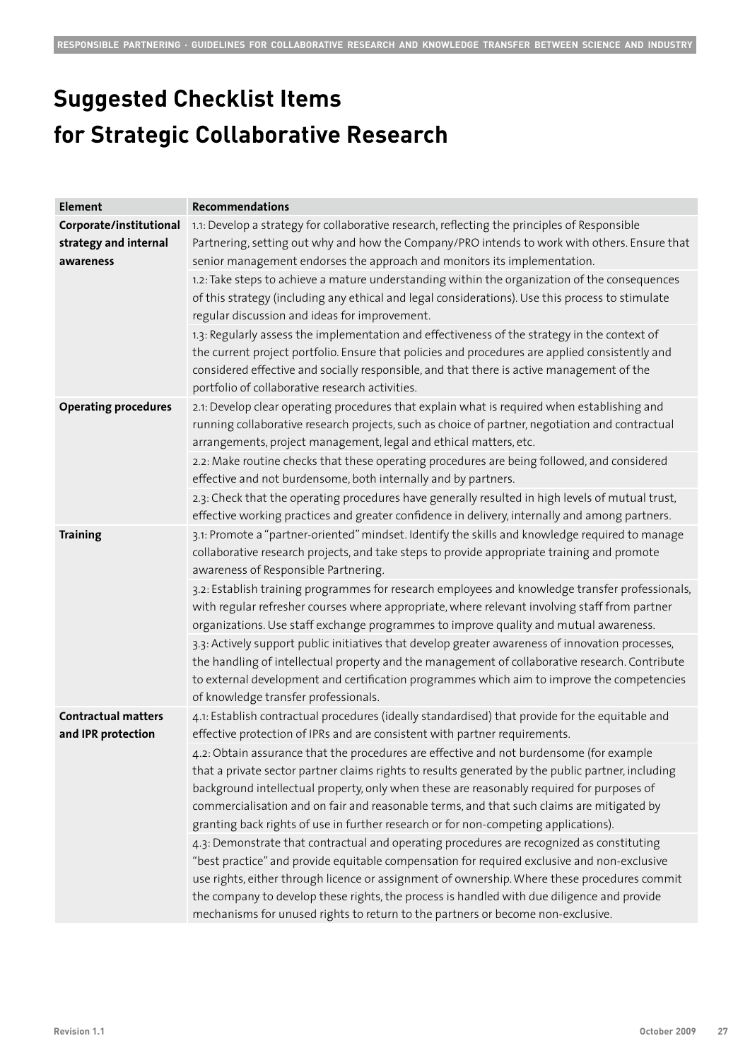# Suggested Checklist Items for Strategic Collaborative Research

| Element | Recommendations |
|---|---|
| **Corporate/institutional strategy and internal awareness** | 1.1: Develop a strategy for collaborative research, reflecting the principles of Responsible Partnering, setting out why and how the Company/PRO intends to work with others. Ensure that senior management endorses the approach and monitors its implementation. |
| | 1.2: Take steps to achieve a mature understanding within the organization of the consequences of this strategy (including any ethical and legal considerations). Use this process to stimulate regular discussion and ideas for improvement. |
| | 1.3: Regularly assess the implementation and effectiveness of the strategy in the context of the current project portfolio. Ensure that policies and procedures are applied consistently and considered effective and socially responsible, and that there is active management of the portfolio of collaborative research activities. |
| **Operating procedures** | 2.1: Develop clear operating procedures that explain what is required when establishing and running collaborative research projects, such as choice of partner, negotiation and contractual arrangements, project management, legal and ethical matters, etc. |
| | 2.2: Make routine checks that these operating procedures are being followed, and considered effective and not burdensome, both internally and by partners. |
| | 2.3: Check that the operating procedures have generally resulted in high levels of mutual trust, effective working practices and greater confidence in delivery, internally and among partners. |
| **Training** | 3.1: Promote a "partner-oriented" mindset. Identify the skills and knowledge required to manage collaborative research projects, and take steps to provide appropriate training and promote awareness of Responsible Partnering. |
| | 3.2: Establish training programmes for research employees and knowledge transfer professionals, with regular refresher courses where appropriate, where relevant involving staff from partner organizations. Use staff exchange programmes to improve quality and mutual awareness. |
| | 3.3: Actively support public initiatives that develop greater awareness of innovation processes, the handling of intellectual property and the management of collaborative research. Contribute to external development and certification programmes which aim to improve the competencies of knowledge transfer professionals. |
| **Contractual matters and IPR protection** | 4.1: Establish contractual procedures (ideally standardised) that provide for the equitable and effective protection of IPRs and are consistent with partner requirements. |
| | 4.2: Obtain assurance that the procedures are effective and not burdensome (for example that a private sector partner claims rights to results generated by the public partner, including background intellectual property, only when these are reasonably required for purposes of commercialisation and on fair and reasonable terms, and that such claims are mitigated by granting back rights of use in further research or for non-competing applications). |
| | 4.3: Demonstrate that contractual and operating procedures are recognized as constituting "best practice" and provide equitable compensation for required exclusive and non-exclusive use rights, either through licence or assignment of ownership. Where these procedures commit the company to develop these rights, the process is handled with due diligence and provide mechanisms for unused rights to return to the partners or become non-exclusive. |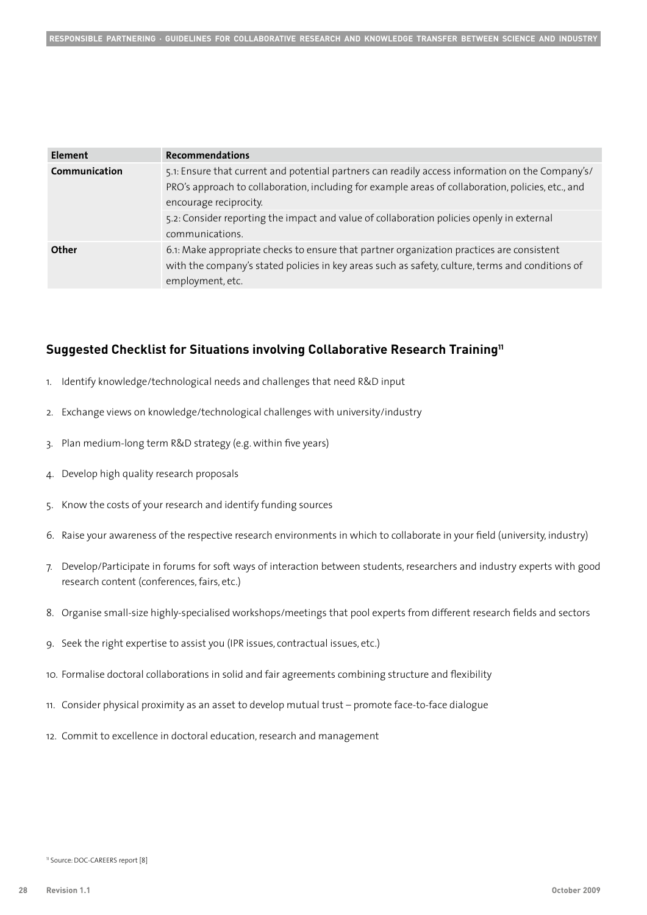| Element | Recommendations |
|---|---|
| **Communication** | 5.1: Ensure that current and potential partners can readily access information on the Company's/ PRO's approach to collaboration, including for example areas of collaboration, policies, etc., and encourage reciprocity.<br>5.2: Consider reporting the impact and value of collaboration policies openly in external communications. |
| **Other** | 6.1: Make appropriate checks to ensure that partner organization practices are consistent with the company's stated policies in key areas such as safety, culture, terms and conditions of employment, etc. |

## Suggested Checklist for Situations involving Collaborative Research Training[11]

1. Identify knowledge/technological needs and challenges that need R&D input
2. Exchange views on knowledge/technological challenges with university/industry
3. Plan medium-long term R&D strategy (e.g. within five years)
4. Develop high quality research proposals
5. Know the costs of your research and identify funding sources
6. Raise your awareness of the respective research environments in which to collaborate in your field (university, industry)
7. Develop/Participate in forums for soft ways of interaction between students, researchers and industry experts with good research content (conferences, fairs, etc.)
8. Organise small-size highly-specialised workshops/meetings that pool experts from different research fields and sectors
9. Seek the right expertise to assist you (IPR issues, contractual issues, etc.)
10. Formalise doctoral collaborations in solid and fair agreements combining structure and flexibility
11. Consider physical proximity as an asset to develop mutual trust – promote face-to-face dialogue
12. Commit to excellence in doctoral education, research and management

[11] Source: DOC-CAREERS report [8]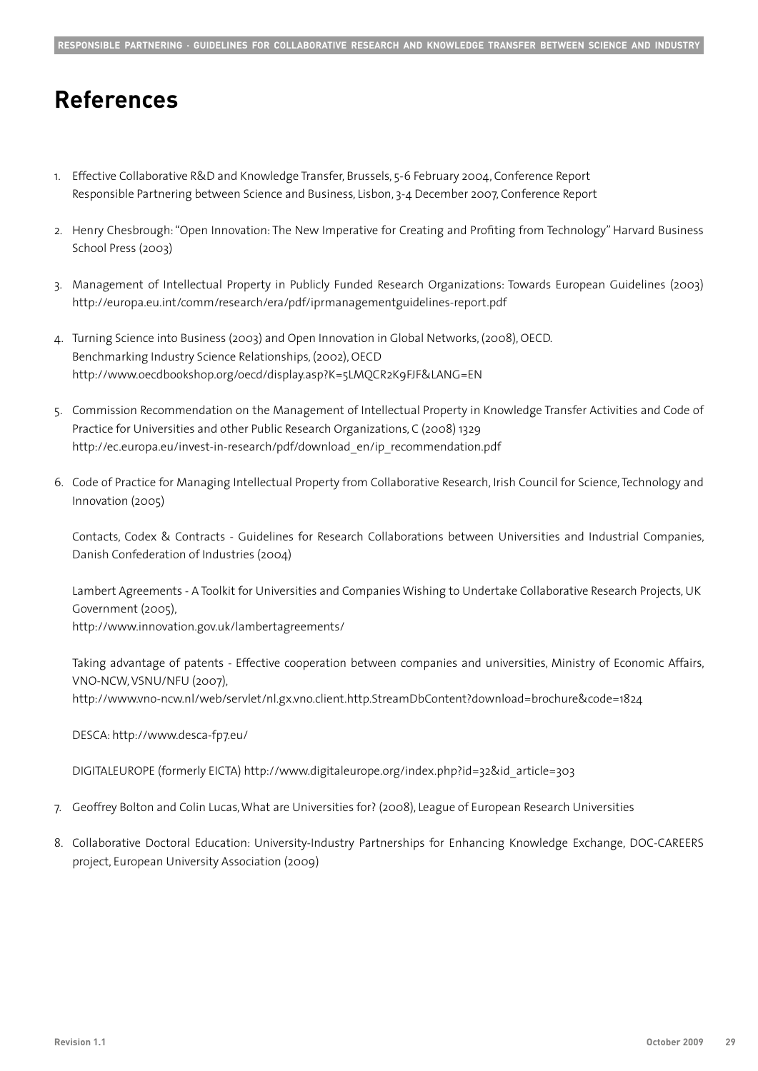# References

1. Effective Collaborative R&D and Knowledge Transfer, Brussels, 5-6 February 2004, Conference Report
   Responsible Partnering between Science and Business, Lisbon, 3-4 December 2007, Conference Report

2. Henry Chesbrough: "Open Innovation: The New Imperative for Creating and Profiting from Technology" Harvard Business School Press (2003)

3. Management of Intellectual Property in Publicly Funded Research Organizations: Towards European Guidelines (2003)
   http://europa.eu.int/comm/research/era/pdf/iprmanagementguidelines-report.pdf

4. Turning Science into Business (2003) and Open Innovation in Global Networks, (2008), OECD.
   Benchmarking Industry Science Relationships, (2002), OECD
   http://www.oecdbookshop.org/oecd/display.asp?K=5LMQCR2K9FJF&LANG=EN

5. Commission Recommendation on the Management of Intellectual Property in Knowledge Transfer Activities and Code of Practice for Universities and other Public Research Organizations, C (2008) 1329
   http://ec.europa.eu/invest-in-research/pdf/download_en/ip_recommendation.pdf

6. Code of Practice for Managing Intellectual Property from Collaborative Research, Irish Council for Science, Technology and Innovation (2005)

   Contacts, Codex & Contracts - Guidelines for Research Collaborations between Universities and Industrial Companies, Danish Confederation of Industries (2004)

   Lambert Agreements - A Toolkit for Universities and Companies Wishing to Undertake Collaborative Research Projects, UK Government (2005),
   http://www.innovation.gov.uk/lambertagreements/

   Taking advantage of patents - Effective cooperation between companies and universities, Ministry of Economic Affairs, VNO-NCW, VSNU/NFU (2007),
   http://www.vno-ncw.nl/web/servlet/nl.gx.vno.client.http.StreamDbContent?download=brochure&code=1824

   DESCA: http://www.desca-fp7.eu/

   DIGITALEUROPE (formerly EICTA) http://www.digitaleurope.org/index.php?id=32&id_article=303

7. Geoffrey Bolton and Colin Lucas, What are Universities for? (2008), League of European Research Universities

8. Collaborative Doctoral Education: University-Industry Partnerships for Enhancing Knowledge Exchange, DOC-CAREERS project, European University Association (2009)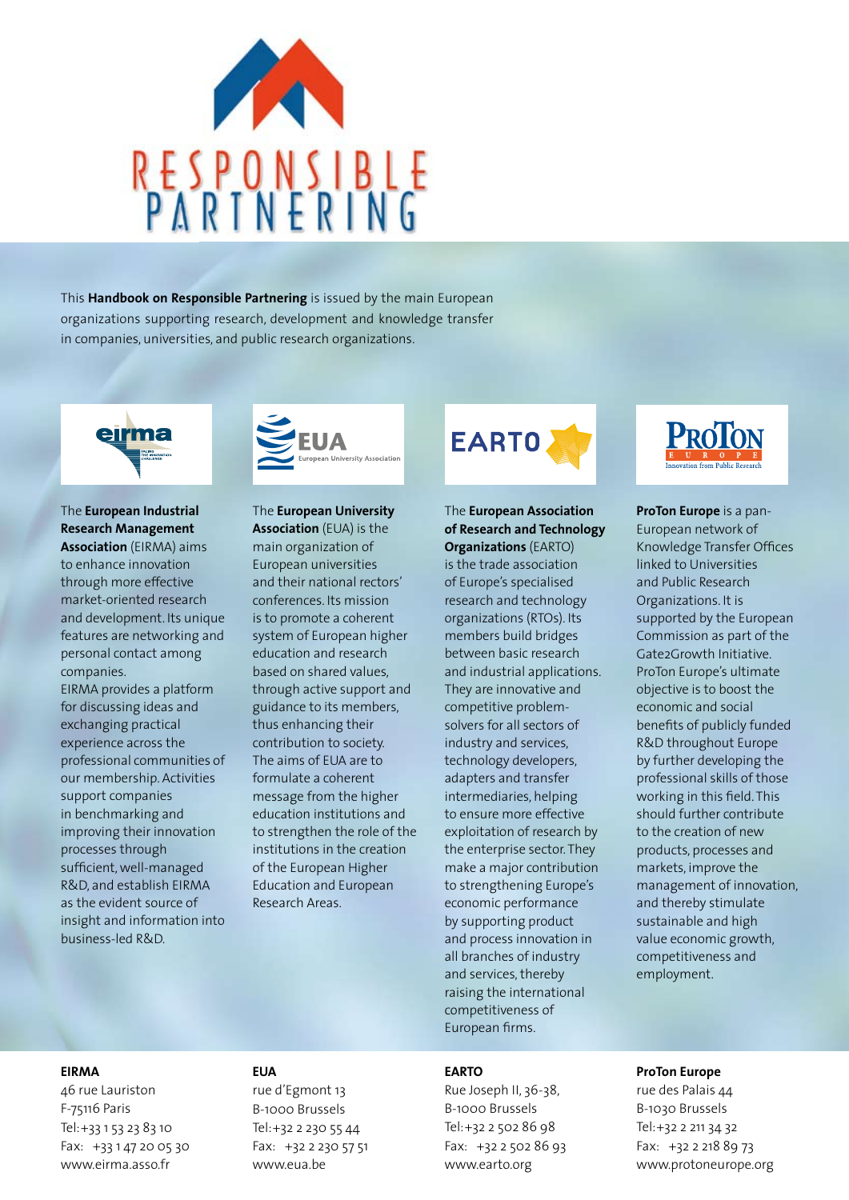# RESPONSIBLE PARTNERING

This **Handbook on Responsible Partnering** is issued by the main European organizations supporting research, development and knowledge transfer in companies, universities, and public research organizations.

The **European Industrial Research Management Association** (EIRMA) aims to enhance innovation through more effective market-oriented research and development. Its unique features are networking and personal contact among companies.
EIRMA provides a platform for discussing ideas and exchanging practical experience across the professional communities of our membership. Activities support companies in benchmarking and improving their innovation processes through sufficient, well-managed R&D, and establish EIRMA as the evident source of insight and information into business-led R&D.

The **European University Association** (EUA) is the main organization of European universities and their national rectors' conferences. Its mission is to promote a coherent system of European higher education and research based on shared values, through active support and guidance to its members, thus enhancing their contribution to society. The aims of EUA are to formulate a coherent message from the higher education institutions and to strengthen the role of the institutions in the creation of the European Higher Education and European Research Areas.

The **European Association of Research and Technology Organizations** (EARTO) is the trade association of Europe's specialised research and technology organizations (RTOs). Its members build bridges between basic research and industrial applications. They are innovative and competitive problem-solvers for all sectors of industry and services, technology developers, adapters and transfer intermediaries, helping to ensure more effective exploitation of research by the enterprise sector. They make a major contribution to strengthening Europe's economic performance by supporting product and process innovation in all branches of industry and services, thereby raising the international competitiveness of European firms.

**ProTon Europe** is a pan-European network of Knowledge Transfer Offices linked to Universities and Public Research Organizations. It is supported by the European Commission as part of the Gate2Growth Initiative. ProTon Europe's ultimate objective is to boost the economic and social benefits of publicly funded R&D throughout Europe by further developing the professional skills of those working in this field. This should further contribute to the creation of new products, processes and markets, improve the management of innovation, and thereby stimulate sustainable and high value economic growth, competitiveness and employment.

**EIRMA**
46 rue Lauriston
F-75116 Paris
Tel: +33 1 53 23 83 10
Fax: +33 1 47 20 05 30
www.eirma.asso.fr

**EUA**
rue d'Egmont 13
B-1000 Brussels
Tel: +32 2 230 55 44
Fax: +32 2 230 57 51
www.eua.be

**EARTO**
Rue Joseph II, 36-38,
B-1000 Brussels
Tel: +32 2 502 86 98
Fax: +32 2 502 86 93
www.earto.org

**ProTon Europe**
rue des Palais 44
B-1030 Brussels
Tel: +32 2 211 34 32
Fax: +32 2 218 89 73
www.protoneurope.org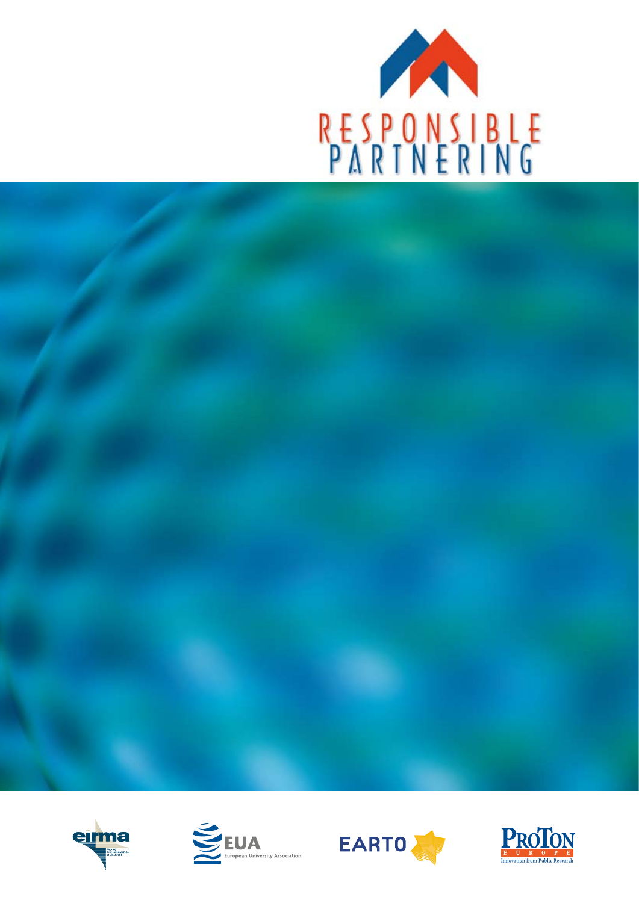# RESPONSIBLE PARTNERING

eirma

EUA European University Association

EARTO

ProTon Europe

Innovation from Public Research